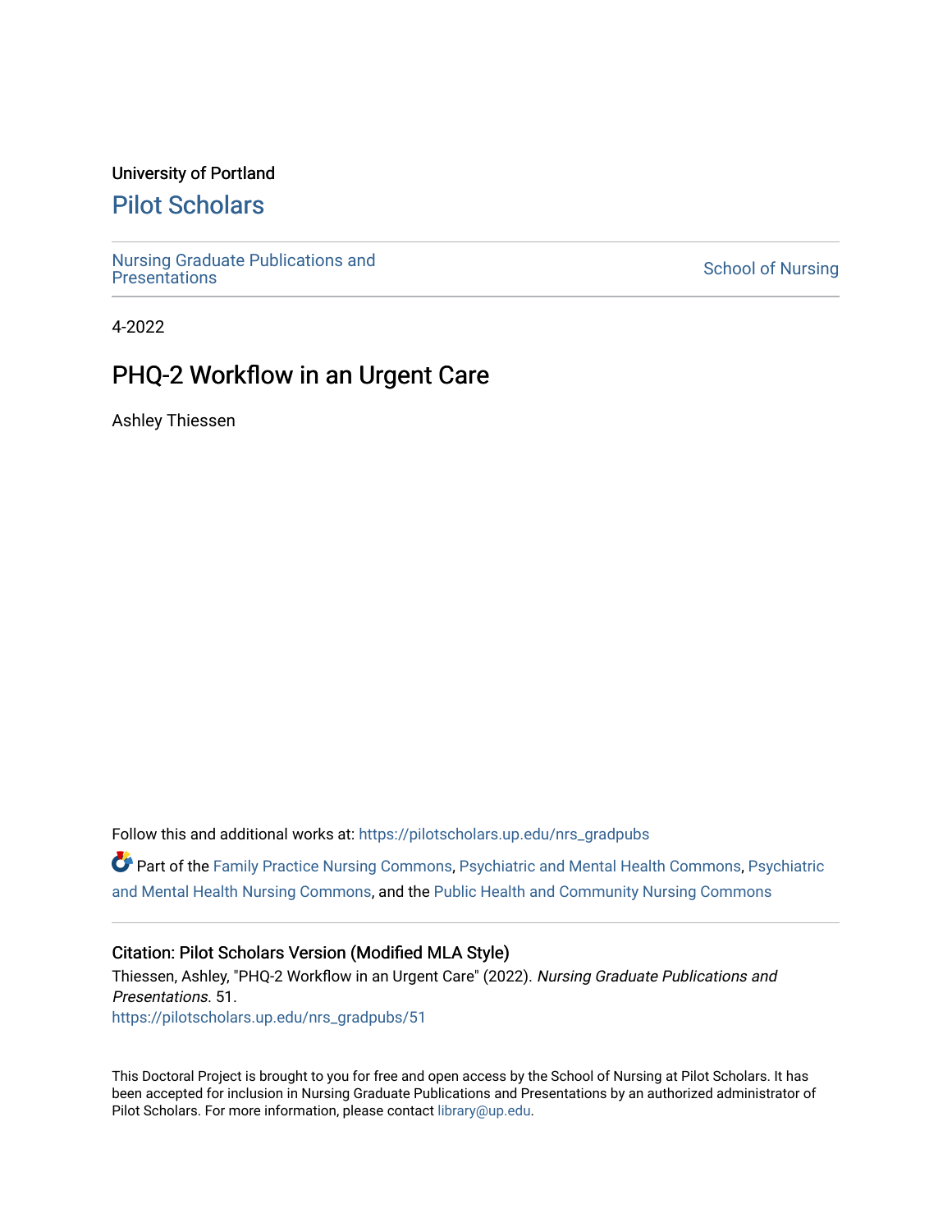University of Portland

# Pilot Scholars

Nursing Graduate Publications and Presentations

School of Nursing

4-2022

## PHQ-2 Workflow in an Urgent Care

Ashley Thiessen

Follow this and additional works at: https://pilotscholars.up.edu/nrs_gradpubs

Part of the Family Practice Nursing Commons, Psychiatric and Mental Health Commons, Psychiatric and Mental Health Nursing Commons, and the Public Health and Community Nursing Commons

### Citation: Pilot Scholars Version (Modified MLA Style)

Thiessen, Ashley, "PHQ-2 Workflow in an Urgent Care" (2022). *Nursing Graduate Publications and Presentations*. 51.
https://pilotscholars.up.edu/nrs_gradpubs/51

This Doctoral Project is brought to you for free and open access by the School of Nursing at Pilot Scholars. It has been accepted for inclusion in Nursing Graduate Publications and Presentations by an authorized administrator of Pilot Scholars. For more information, please contact library@up.edu.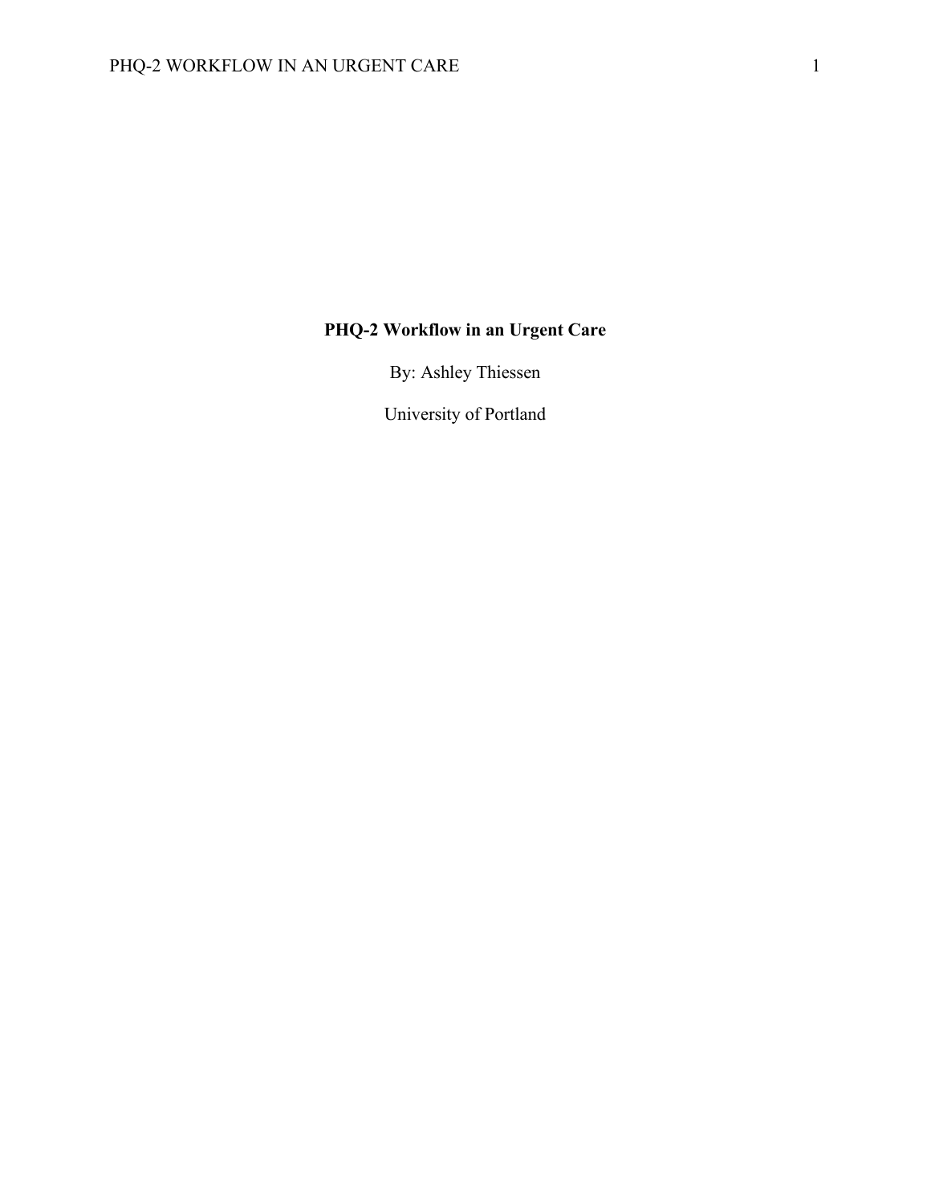**PHQ-2 Workflow in an Urgent Care**

By: Ashley Thiessen

University of Portland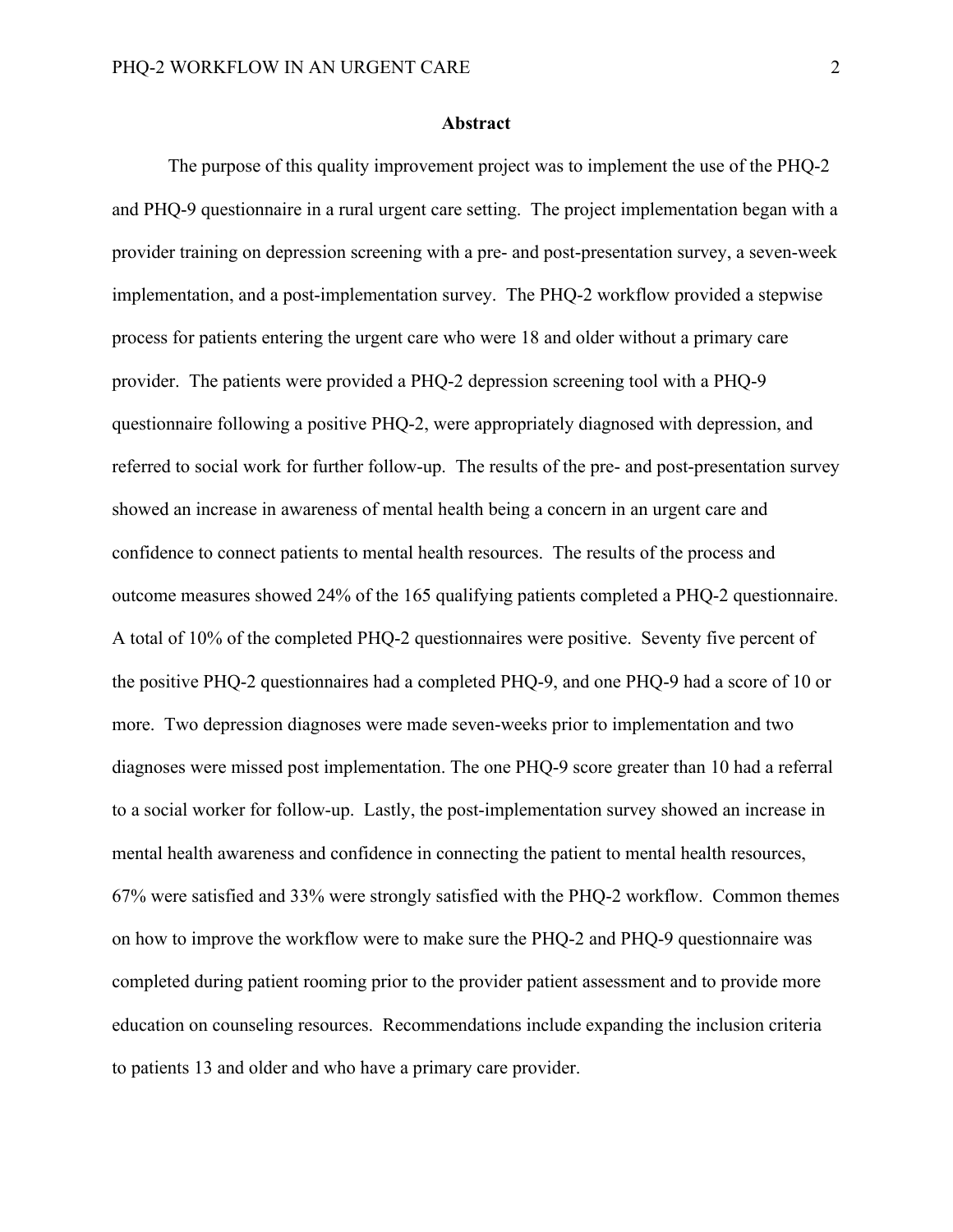# Abstract

The purpose of this quality improvement project was to implement the use of the PHQ-2 and PHQ-9 questionnaire in a rural urgent care setting. The project implementation began with a provider training on depression screening with a pre- and post-presentation survey, a seven-week implementation, and a post-implementation survey. The PHQ-2 workflow provided a stepwise process for patients entering the urgent care who were 18 and older without a primary care provider. The patients were provided a PHQ-2 depression screening tool with a PHQ-9 questionnaire following a positive PHQ-2, were appropriately diagnosed with depression, and referred to social work for further follow-up. The results of the pre- and post-presentation survey showed an increase in awareness of mental health being a concern in an urgent care and confidence to connect patients to mental health resources. The results of the process and outcome measures showed 24% of the 165 qualifying patients completed a PHQ-2 questionnaire. A total of 10% of the completed PHQ-2 questionnaires were positive. Seventy five percent of the positive PHQ-2 questionnaires had a completed PHQ-9, and one PHQ-9 had a score of 10 or more. Two depression diagnoses were made seven-weeks prior to implementation and two diagnoses were missed post implementation. The one PHQ-9 score greater than 10 had a referral to a social worker for follow-up. Lastly, the post-implementation survey showed an increase in mental health awareness and confidence in connecting the patient to mental health resources, 67% were satisfied and 33% were strongly satisfied with the PHQ-2 workflow. Common themes on how to improve the workflow were to make sure the PHQ-2 and PHQ-9 questionnaire was completed during patient rooming prior to the provider patient assessment and to provide more education on counseling resources. Recommendations include expanding the inclusion criteria to patients 13 and older and who have a primary care provider.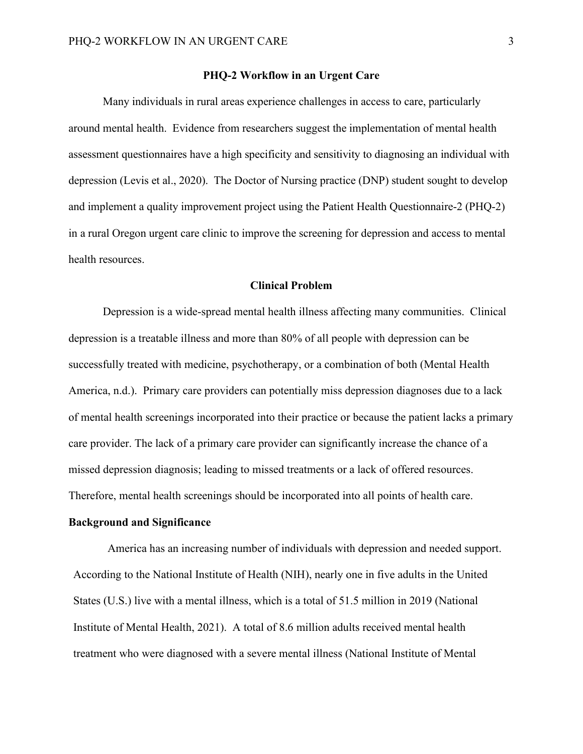## PHQ-2 Workflow in an Urgent Care

Many individuals in rural areas experience challenges in access to care, particularly around mental health. Evidence from researchers suggest the implementation of mental health assessment questionnaires have a high specificity and sensitivity to diagnosing an individual with depression (Levis et al., 2020). The Doctor of Nursing practice (DNP) student sought to develop and implement a quality improvement project using the Patient Health Questionnaire-2 (PHQ-2) in a rural Oregon urgent care clinic to improve the screening for depression and access to mental health resources.

## Clinical Problem

Depression is a wide-spread mental health illness affecting many communities. Clinical depression is a treatable illness and more than 80% of all people with depression can be successfully treated with medicine, psychotherapy, or a combination of both (Mental Health America, n.d.). Primary care providers can potentially miss depression diagnoses due to a lack of mental health screenings incorporated into their practice or because the patient lacks a primary care provider. The lack of a primary care provider can significantly increase the chance of a missed depression diagnosis; leading to missed treatments or a lack of offered resources. Therefore, mental health screenings should be incorporated into all points of health care.

### Background and Significance

America has an increasing number of individuals with depression and needed support. According to the National Institute of Health (NIH), nearly one in five adults in the United States (U.S.) live with a mental illness, which is a total of 51.5 million in 2019 (National Institute of Mental Health, 2021). A total of 8.6 million adults received mental health treatment who were diagnosed with a severe mental illness (National Institute of Mental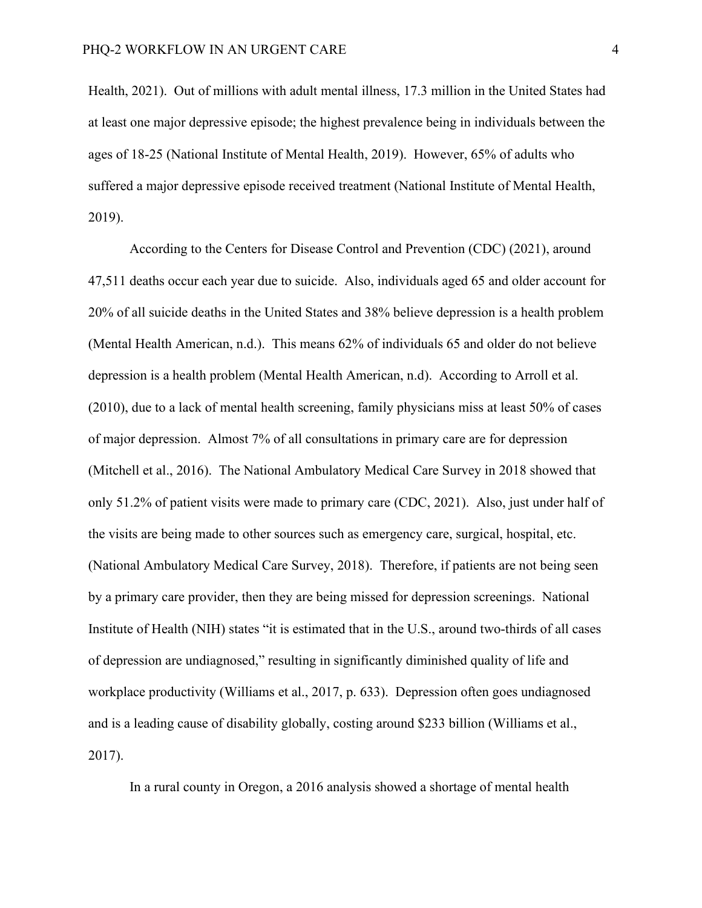Health, 2021). Out of millions with adult mental illness, 17.3 million in the United States had at least one major depressive episode; the highest prevalence being in individuals between the ages of 18-25 (National Institute of Mental Health, 2019). However, 65% of adults who suffered a major depressive episode received treatment (National Institute of Mental Health, 2019).

According to the Centers for Disease Control and Prevention (CDC) (2021), around 47,511 deaths occur each year due to suicide. Also, individuals aged 65 and older account for 20% of all suicide deaths in the United States and 38% believe depression is a health problem (Mental Health American, n.d.). This means 62% of individuals 65 and older do not believe depression is a health problem (Mental Health American, n.d). According to Arroll et al. (2010), due to a lack of mental health screening, family physicians miss at least 50% of cases of major depression. Almost 7% of all consultations in primary care are for depression (Mitchell et al., 2016). The National Ambulatory Medical Care Survey in 2018 showed that only 51.2% of patient visits were made to primary care (CDC, 2021). Also, just under half of the visits are being made to other sources such as emergency care, surgical, hospital, etc. (National Ambulatory Medical Care Survey, 2018). Therefore, if patients are not being seen by a primary care provider, then they are being missed for depression screenings. National Institute of Health (NIH) states "it is estimated that in the U.S., around two-thirds of all cases of depression are undiagnosed," resulting in significantly diminished quality of life and workplace productivity (Williams et al., 2017, p. 633). Depression often goes undiagnosed and is a leading cause of disability globally, costing around $233 billion (Williams et al., 2017).

In a rural county in Oregon, a 2016 analysis showed a shortage of mental health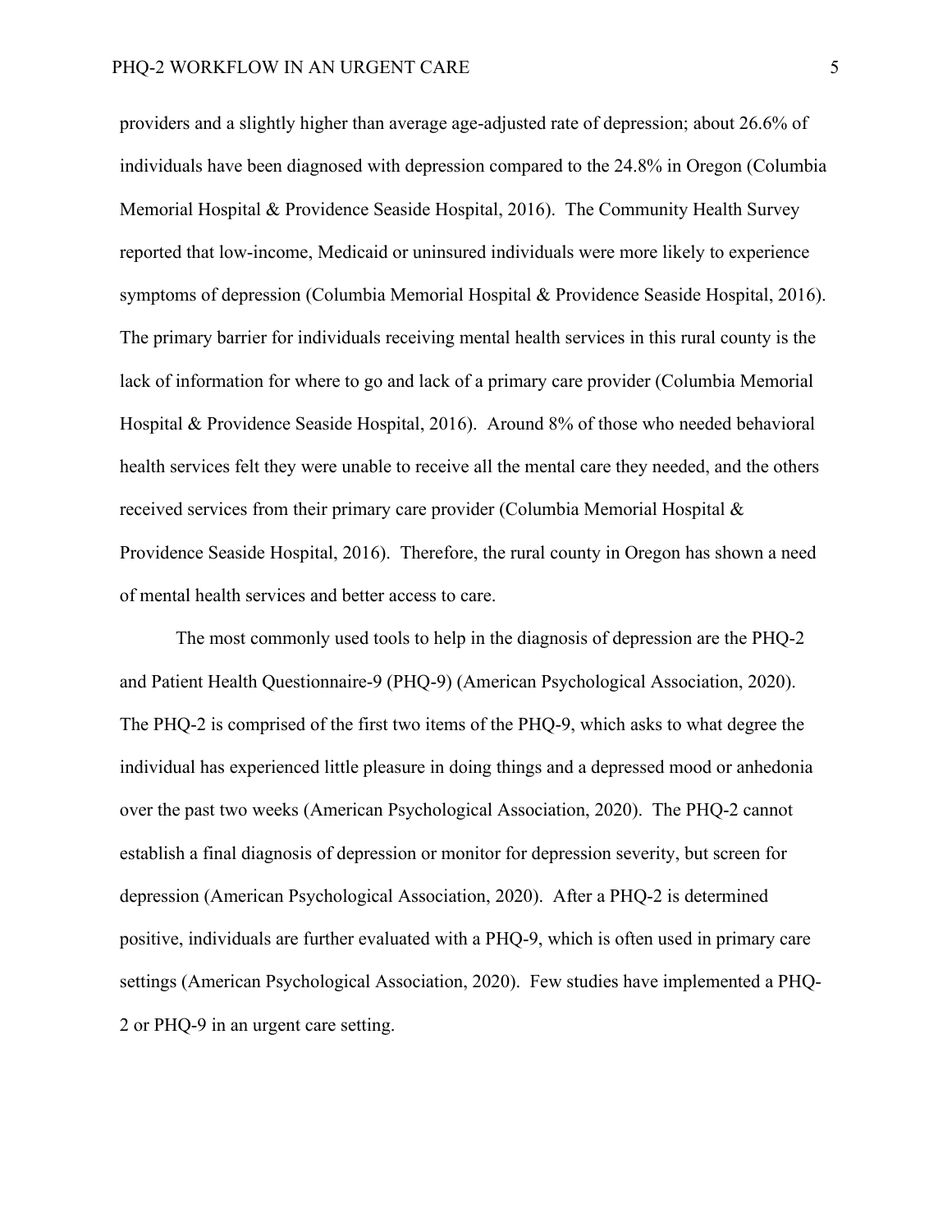providers and a slightly higher than average age-adjusted rate of depression; about 26.6% of individuals have been diagnosed with depression compared to the 24.8% in Oregon (Columbia Memorial Hospital & Providence Seaside Hospital, 2016). The Community Health Survey reported that low-income, Medicaid or uninsured individuals were more likely to experience symptoms of depression (Columbia Memorial Hospital & Providence Seaside Hospital, 2016). The primary barrier for individuals receiving mental health services in this rural county is the lack of information for where to go and lack of a primary care provider (Columbia Memorial Hospital & Providence Seaside Hospital, 2016). Around 8% of those who needed behavioral health services felt they were unable to receive all the mental care they needed, and the others received services from their primary care provider (Columbia Memorial Hospital & Providence Seaside Hospital, 2016). Therefore, the rural county in Oregon has shown a need of mental health services and better access to care.

The most commonly used tools to help in the diagnosis of depression are the PHQ-2 and Patient Health Questionnaire-9 (PHQ-9) (American Psychological Association, 2020). The PHQ-2 is comprised of the first two items of the PHQ-9, which asks to what degree the individual has experienced little pleasure in doing things and a depressed mood or anhedonia over the past two weeks (American Psychological Association, 2020). The PHQ-2 cannot establish a final diagnosis of depression or monitor for depression severity, but screen for depression (American Psychological Association, 2020). After a PHQ-2 is determined positive, individuals are further evaluated with a PHQ-9, which is often used in primary care settings (American Psychological Association, 2020). Few studies have implemented a PHQ-2 or PHQ-9 in an urgent care setting.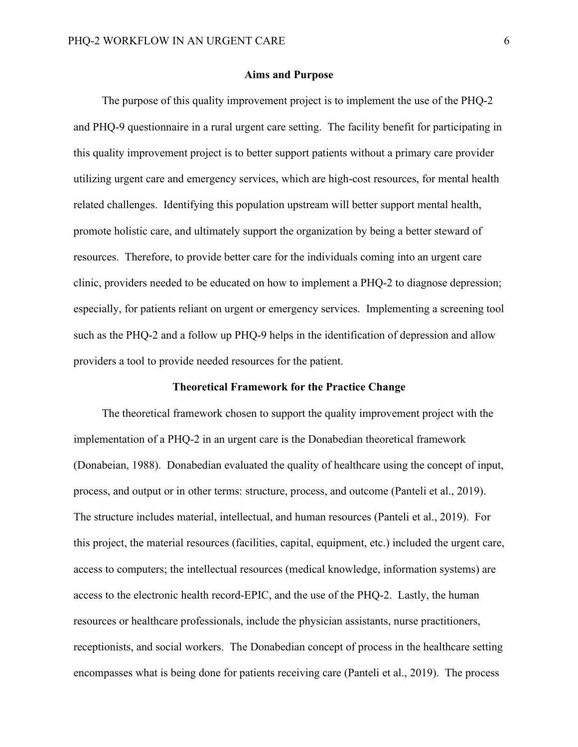## Aims and Purpose

The purpose of this quality improvement project is to implement the use of the PHQ-2 and PHQ-9 questionnaire in a rural urgent care setting. The facility benefit for participating in this quality improvement project is to better support patients without a primary care provider utilizing urgent care and emergency services, which are high-cost resources, for mental health related challenges. Identifying this population upstream will better support mental health, promote holistic care, and ultimately support the organization by being a better steward of resources. Therefore, to provide better care for the individuals coming into an urgent care clinic, providers needed to be educated on how to implement a PHQ-2 to diagnose depression; especially, for patients reliant on urgent or emergency services. Implementing a screening tool such as the PHQ-2 and a follow up PHQ-9 helps in the identification of depression and allow providers a tool to provide needed resources for the patient.

## Theoretical Framework for the Practice Change

The theoretical framework chosen to support the quality improvement project with the implementation of a PHQ-2 in an urgent care is the Donabedian theoretical framework (Donabeian, 1988). Donabedian evaluated the quality of healthcare using the concept of input, process, and output or in other terms: structure, process, and outcome (Panteli et al., 2019). The structure includes material, intellectual, and human resources (Panteli et al., 2019). For this project, the material resources (facilities, capital, equipment, etc.) included the urgent care, access to computers; the intellectual resources (medical knowledge, information systems) are access to the electronic health record-EPIC, and the use of the PHQ-2. Lastly, the human resources or healthcare professionals, include the physician assistants, nurse practitioners, receptionists, and social workers. The Donabedian concept of process in the healthcare setting encompasses what is being done for patients receiving care (Panteli et al., 2019). The process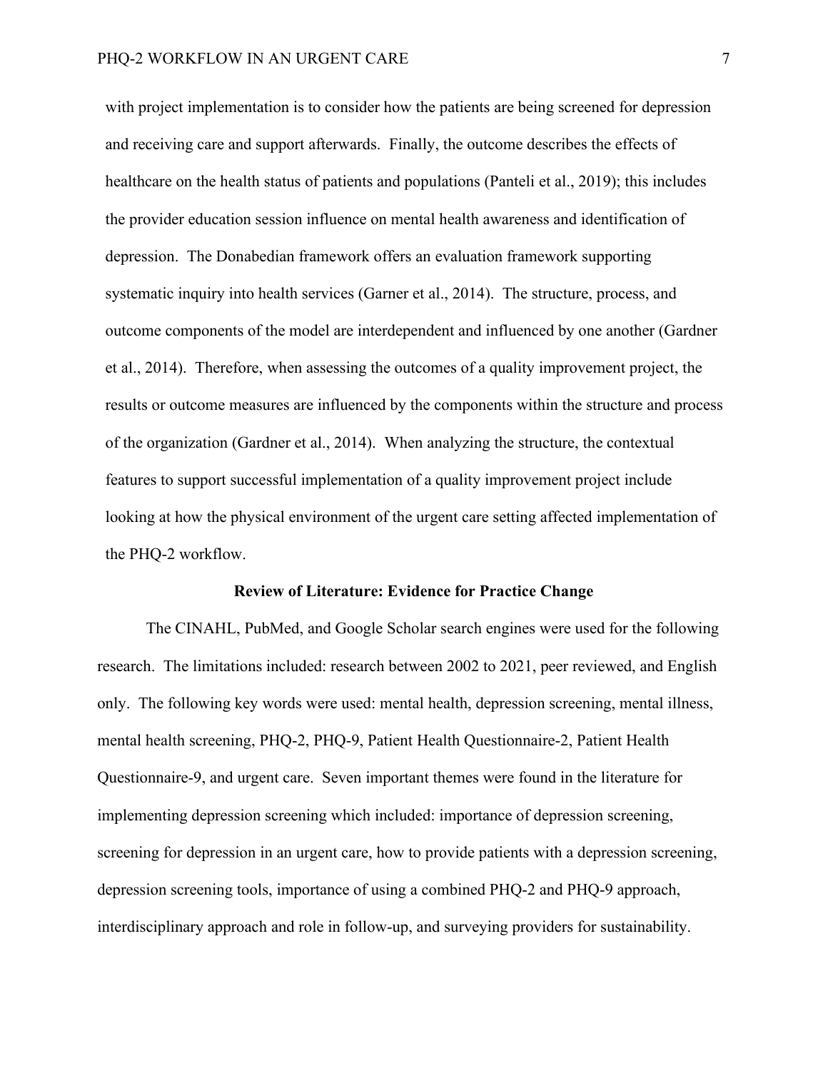with project implementation is to consider how the patients are being screened for depression and receiving care and support afterwards. Finally, the outcome describes the effects of healthcare on the health status of patients and populations (Panteli et al., 2019); this includes the provider education session influence on mental health awareness and identification of depression. The Donabedian framework offers an evaluation framework supporting systematic inquiry into health services (Garner et al., 2014). The structure, process, and outcome components of the model are interdependent and influenced by one another (Gardner et al., 2014). Therefore, when assessing the outcomes of a quality improvement project, the results or outcome measures are influenced by the components within the structure and process of the organization (Gardner et al., 2014). When analyzing the structure, the contextual features to support successful implementation of a quality improvement project include looking at how the physical environment of the urgent care setting affected implementation of the PHQ-2 workflow.

## Review of Literature: Evidence for Practice Change

The CINAHL, PubMed, and Google Scholar search engines were used for the following research. The limitations included: research between 2002 to 2021, peer reviewed, and English only. The following key words were used: mental health, depression screening, mental illness, mental health screening, PHQ-2, PHQ-9, Patient Health Questionnaire-2, Patient Health Questionnaire-9, and urgent care. Seven important themes were found in the literature for implementing depression screening which included: importance of depression screening, screening for depression in an urgent care, how to provide patients with a depression screening, depression screening tools, importance of using a combined PHQ-2 and PHQ-9 approach, interdisciplinary approach and role in follow-up, and surveying providers for sustainability.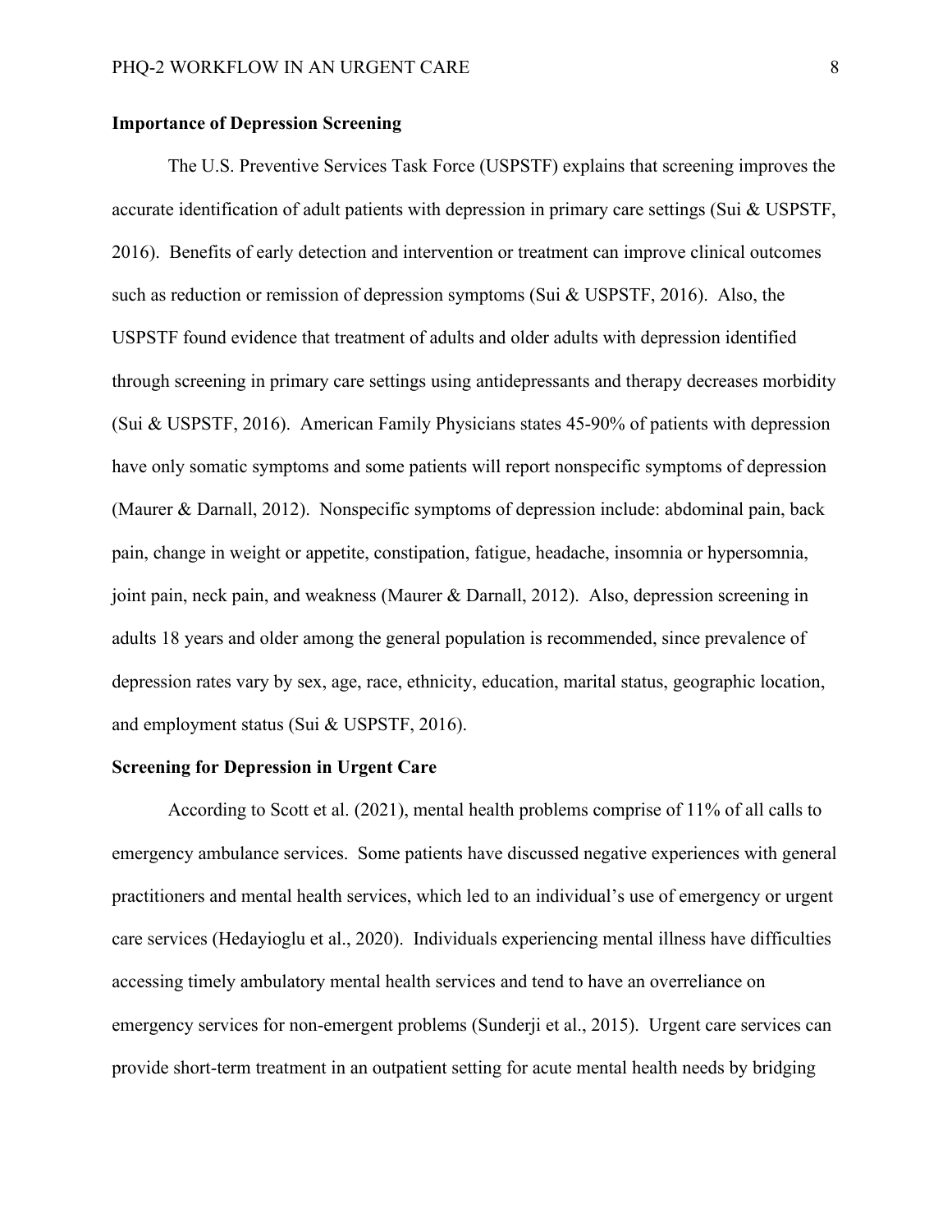**Importance of Depression Screening**

The U.S. Preventive Services Task Force (USPSTF) explains that screening improves the accurate identification of adult patients with depression in primary care settings (Sui & USPSTF, 2016). Benefits of early detection and intervention or treatment can improve clinical outcomes such as reduction or remission of depression symptoms (Sui & USPSTF, 2016). Also, the USPSTF found evidence that treatment of adults and older adults with depression identified through screening in primary care settings using antidepressants and therapy decreases morbidity (Sui & USPSTF, 2016). American Family Physicians states 45-90% of patients with depression have only somatic symptoms and some patients will report nonspecific symptoms of depression (Maurer & Darnall, 2012). Nonspecific symptoms of depression include: abdominal pain, back pain, change in weight or appetite, constipation, fatigue, headache, insomnia or hypersomnia, joint pain, neck pain, and weakness (Maurer & Darnall, 2012). Also, depression screening in adults 18 years and older among the general population is recommended, since prevalence of depression rates vary by sex, age, race, ethnicity, education, marital status, geographic location, and employment status (Sui & USPSTF, 2016).

**Screening for Depression in Urgent Care**

According to Scott et al. (2021), mental health problems comprise of 11% of all calls to emergency ambulance services. Some patients have discussed negative experiences with general practitioners and mental health services, which led to an individual's use of emergency or urgent care services (Hedayioglu et al., 2020). Individuals experiencing mental illness have difficulties accessing timely ambulatory mental health services and tend to have an overreliance on emergency services for non-emergent problems (Sunderji et al., 2015). Urgent care services can provide short-term treatment in an outpatient setting for acute mental health needs by bridging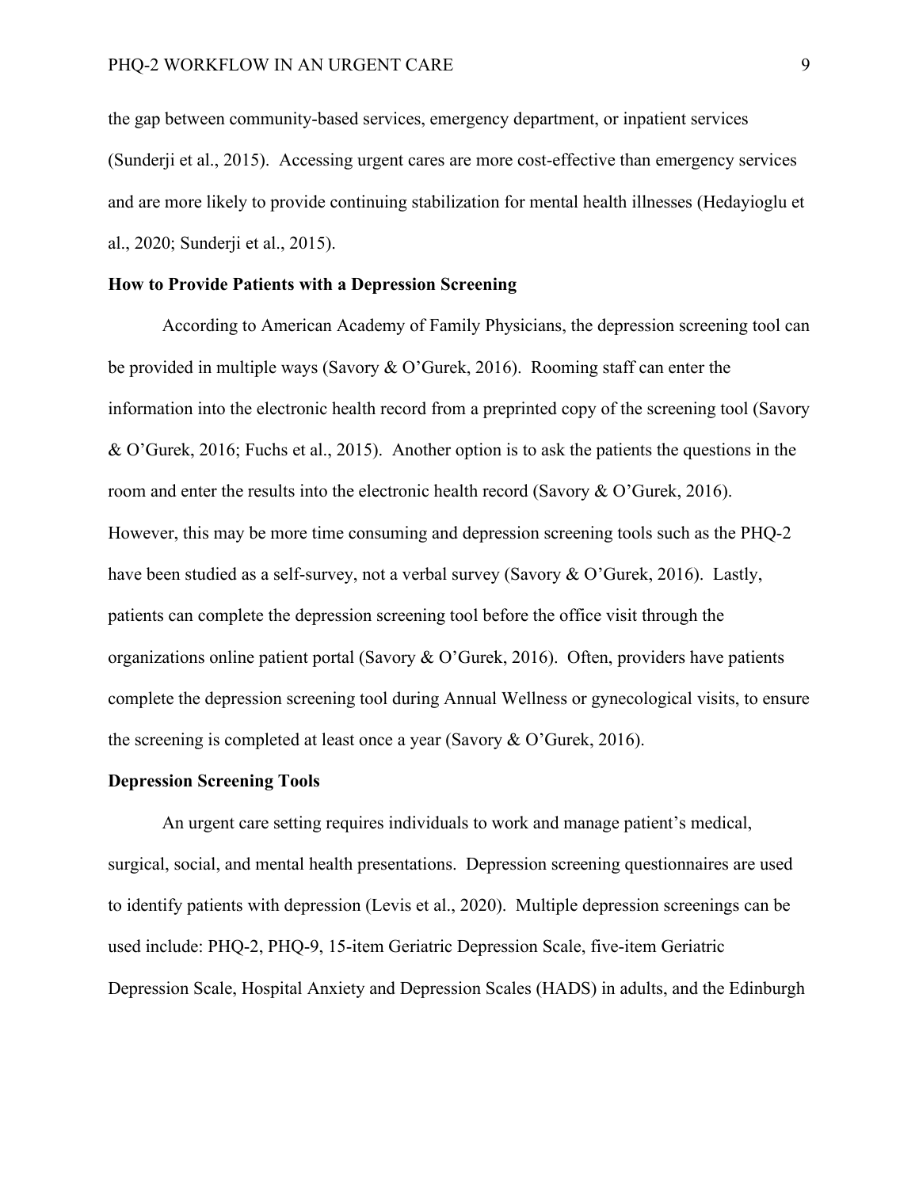the gap between community-based services, emergency department, or inpatient services (Sunderji et al., 2015). Accessing urgent cares are more cost-effective than emergency services and are more likely to provide continuing stabilization for mental health illnesses (Hedayioglu et al., 2020; Sunderji et al., 2015).

## How to Provide Patients with a Depression Screening

According to American Academy of Family Physicians, the depression screening tool can be provided in multiple ways (Savory & O'Gurek, 2016). Rooming staff can enter the information into the electronic health record from a preprinted copy of the screening tool (Savory & O'Gurek, 2016; Fuchs et al., 2015). Another option is to ask the patients the questions in the room and enter the results into the electronic health record (Savory & O'Gurek, 2016). However, this may be more time consuming and depression screening tools such as the PHQ-2 have been studied as a self-survey, not a verbal survey (Savory & O'Gurek, 2016). Lastly, patients can complete the depression screening tool before the office visit through the organizations online patient portal (Savory & O'Gurek, 2016). Often, providers have patients complete the depression screening tool during Annual Wellness or gynecological visits, to ensure the screening is completed at least once a year (Savory & O'Gurek, 2016).

## Depression Screening Tools

An urgent care setting requires individuals to work and manage patient's medical, surgical, social, and mental health presentations. Depression screening questionnaires are used to identify patients with depression (Levis et al., 2020). Multiple depression screenings can be used include: PHQ-2, PHQ-9, 15-item Geriatric Depression Scale, five-item Geriatric Depression Scale, Hospital Anxiety and Depression Scales (HADS) in adults, and the Edinburgh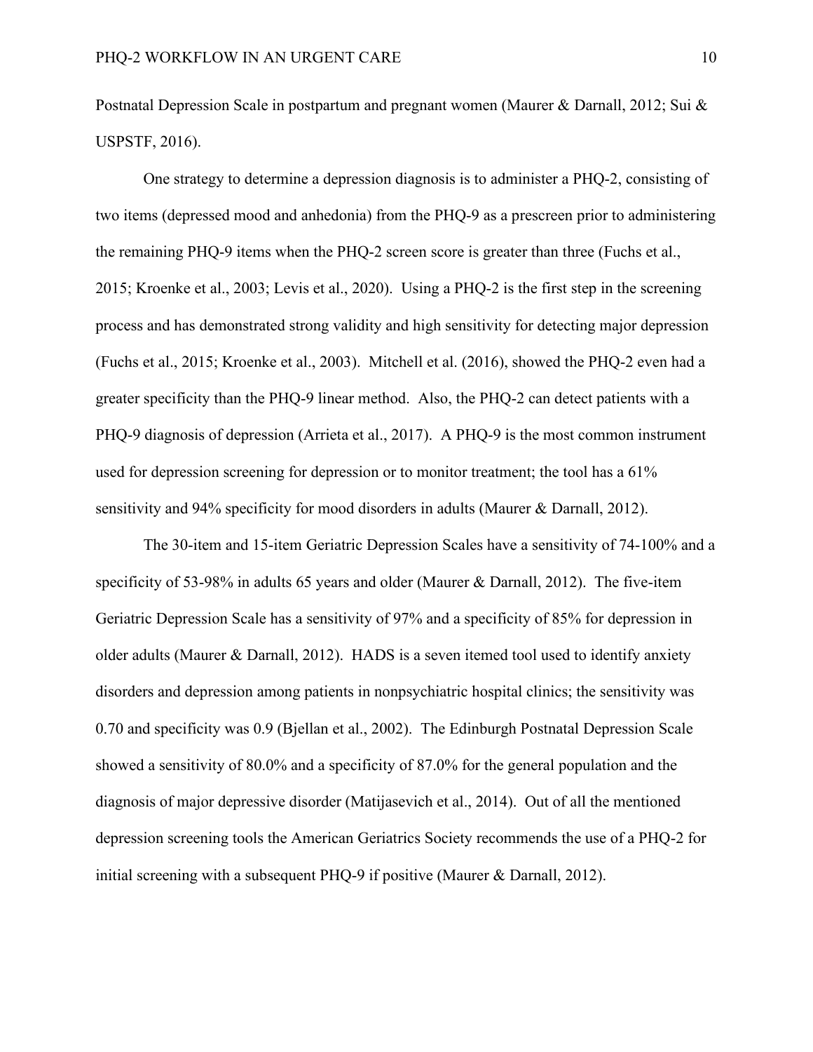Postnatal Depression Scale in postpartum and pregnant women (Maurer & Darnall, 2012; Sui & USPSTF, 2016).

One strategy to determine a depression diagnosis is to administer a PHQ-2, consisting of two items (depressed mood and anhedonia) from the PHQ-9 as a prescreen prior to administering the remaining PHQ-9 items when the PHQ-2 screen score is greater than three (Fuchs et al., 2015; Kroenke et al., 2003; Levis et al., 2020). Using a PHQ-2 is the first step in the screening process and has demonstrated strong validity and high sensitivity for detecting major depression (Fuchs et al., 2015; Kroenke et al., 2003). Mitchell et al. (2016), showed the PHQ-2 even had a greater specificity than the PHQ-9 linear method. Also, the PHQ-2 can detect patients with a PHQ-9 diagnosis of depression (Arrieta et al., 2017). A PHQ-9 is the most common instrument used for depression screening for depression or to monitor treatment; the tool has a 61% sensitivity and 94% specificity for mood disorders in adults (Maurer & Darnall, 2012).

The 30-item and 15-item Geriatric Depression Scales have a sensitivity of 74-100% and a specificity of 53-98% in adults 65 years and older (Maurer & Darnall, 2012). The five-item Geriatric Depression Scale has a sensitivity of 97% and a specificity of 85% for depression in older adults (Maurer & Darnall, 2012). HADS is a seven itemed tool used to identify anxiety disorders and depression among patients in nonpsychiatric hospital clinics; the sensitivity was 0.70 and specificity was 0.9 (Bjellan et al., 2002). The Edinburgh Postnatal Depression Scale showed a sensitivity of 80.0% and a specificity of 87.0% for the general population and the diagnosis of major depressive disorder (Matijasevich et al., 2014). Out of all the mentioned depression screening tools the American Geriatrics Society recommends the use of a PHQ-2 for initial screening with a subsequent PHQ-9 if positive (Maurer & Darnall, 2012).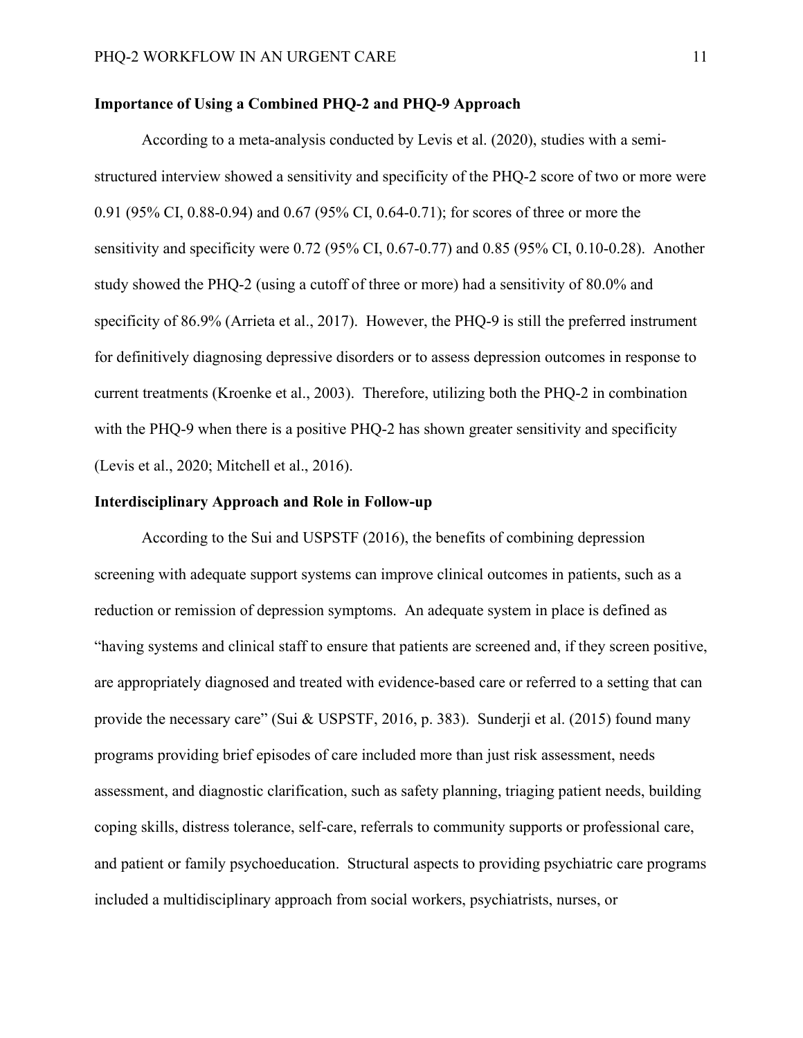**Importance of Using a Combined PHQ-2 and PHQ-9 Approach**

According to a meta-analysis conducted by Levis et al. (2020), studies with a semi-structured interview showed a sensitivity and specificity of the PHQ-2 score of two or more were 0.91 (95% CI, 0.88-0.94) and 0.67 (95% CI, 0.64-0.71); for scores of three or more the sensitivity and specificity were 0.72 (95% CI, 0.67-0.77) and 0.85 (95% CI, 0.10-0.28). Another study showed the PHQ-2 (using a cutoff of three or more) had a sensitivity of 80.0% and specificity of 86.9% (Arrieta et al., 2017). However, the PHQ-9 is still the preferred instrument for definitively diagnosing depressive disorders or to assess depression outcomes in response to current treatments (Kroenke et al., 2003). Therefore, utilizing both the PHQ-2 in combination with the PHQ-9 when there is a positive PHQ-2 has shown greater sensitivity and specificity (Levis et al., 2020; Mitchell et al., 2016).

**Interdisciplinary Approach and Role in Follow-up**

According to the Sui and USPSTF (2016), the benefits of combining depression screening with adequate support systems can improve clinical outcomes in patients, such as a reduction or remission of depression symptoms. An adequate system in place is defined as "having systems and clinical staff to ensure that patients are screened and, if they screen positive, are appropriately diagnosed and treated with evidence-based care or referred to a setting that can provide the necessary care" (Sui & USPSTF, 2016, p. 383). Sunderji et al. (2015) found many programs providing brief episodes of care included more than just risk assessment, needs assessment, and diagnostic clarification, such as safety planning, triaging patient needs, building coping skills, distress tolerance, self-care, referrals to community supports or professional care, and patient or family psychoeducation. Structural aspects to providing psychiatric care programs included a multidisciplinary approach from social workers, psychiatrists, nurses, or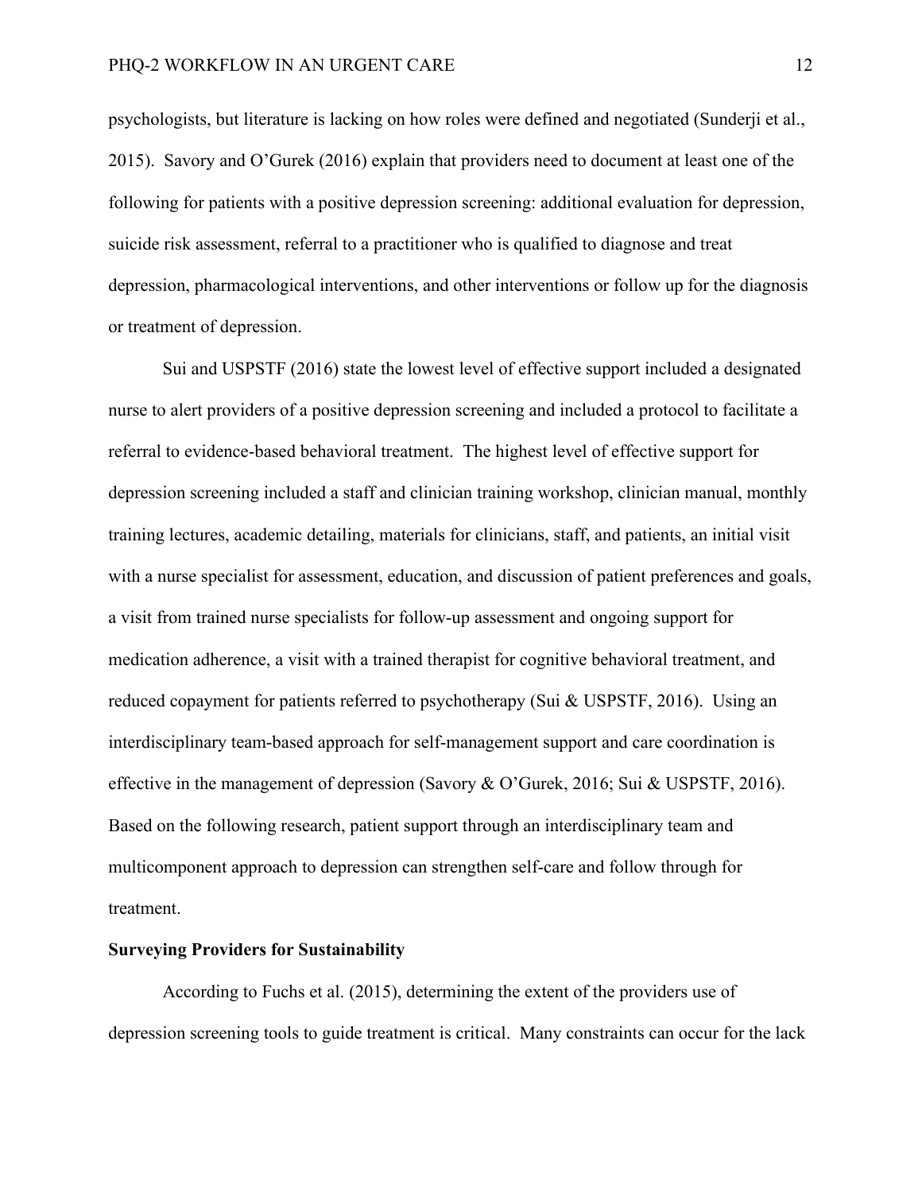psychologists, but literature is lacking on how roles were defined and negotiated (Sunderji et al., 2015). Savory and O'Gurek (2016) explain that providers need to document at least one of the following for patients with a positive depression screening: additional evaluation for depression, suicide risk assessment, referral to a practitioner who is qualified to diagnose and treat depression, pharmacological interventions, and other interventions or follow up for the diagnosis or treatment of depression.

Sui and USPSTF (2016) state the lowest level of effective support included a designated nurse to alert providers of a positive depression screening and included a protocol to facilitate a referral to evidence-based behavioral treatment. The highest level of effective support for depression screening included a staff and clinician training workshop, clinician manual, monthly training lectures, academic detailing, materials for clinicians, staff, and patients, an initial visit with a nurse specialist for assessment, education, and discussion of patient preferences and goals, a visit from trained nurse specialists for follow-up assessment and ongoing support for medication adherence, a visit with a trained therapist for cognitive behavioral treatment, and reduced copayment for patients referred to psychotherapy (Sui & USPSTF, 2016). Using an interdisciplinary team-based approach for self-management support and care coordination is effective in the management of depression (Savory & O'Gurek, 2016; Sui & USPSTF, 2016). Based on the following research, patient support through an interdisciplinary team and multicomponent approach to depression can strengthen self-care and follow through for treatment.

**Surveying Providers for Sustainability**

According to Fuchs et al. (2015), determining the extent of the providers use of depression screening tools to guide treatment is critical. Many constraints can occur for the lack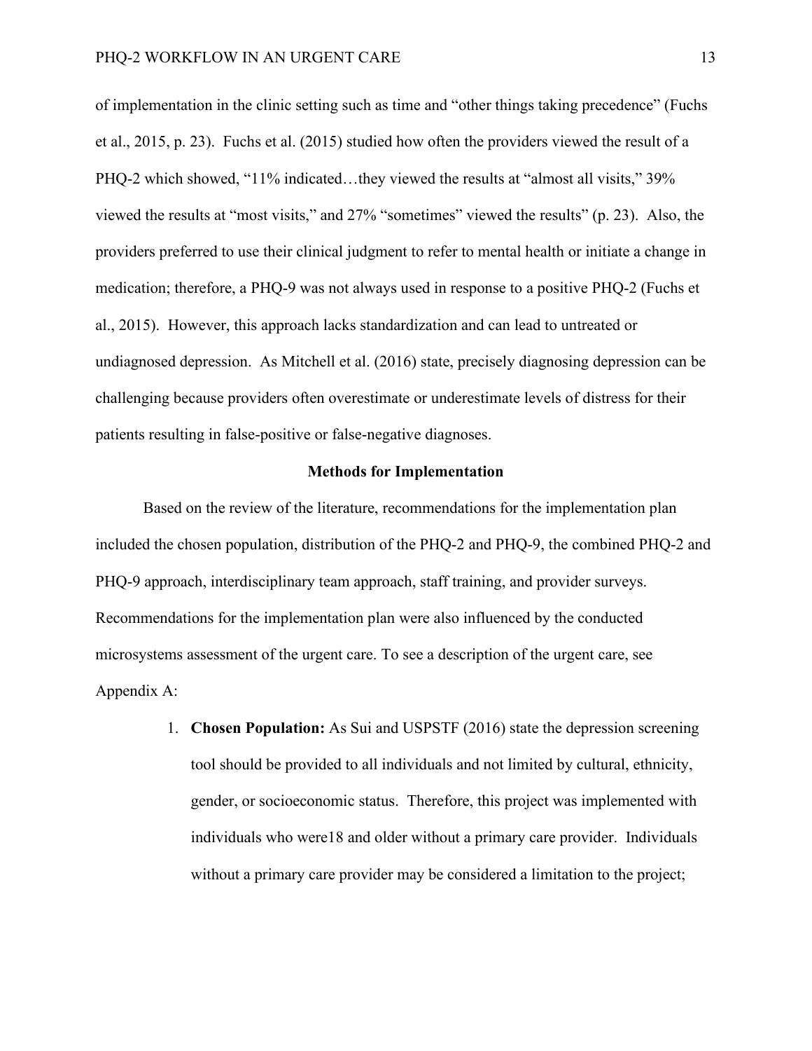of implementation in the clinic setting such as time and "other things taking precedence" (Fuchs et al., 2015, p. 23). Fuchs et al. (2015) studied how often the providers viewed the result of a PHQ-2 which showed, "11% indicated…they viewed the results at "almost all visits," 39% viewed the results at "most visits," and 27% "sometimes" viewed the results" (p. 23). Also, the providers preferred to use their clinical judgment to refer to mental health or initiate a change in medication; therefore, a PHQ-9 was not always used in response to a positive PHQ-2 (Fuchs et al., 2015). However, this approach lacks standardization and can lead to untreated or undiagnosed depression. As Mitchell et al. (2016) state, precisely diagnosing depression can be challenging because providers often overestimate or underestimate levels of distress for their patients resulting in false-positive or false-negative diagnoses.

## Methods for Implementation

Based on the review of the literature, recommendations for the implementation plan included the chosen population, distribution of the PHQ-2 and PHQ-9, the combined PHQ-2 and PHQ-9 approach, interdisciplinary team approach, staff training, and provider surveys. Recommendations for the implementation plan were also influenced by the conducted microsystems assessment of the urgent care. To see a description of the urgent care, see Appendix A:

1. **Chosen Population:** As Sui and USPSTF (2016) state the depression screening tool should be provided to all individuals and not limited by cultural, ethnicity, gender, or socioeconomic status. Therefore, this project was implemented with individuals who were18 and older without a primary care provider. Individuals without a primary care provider may be considered a limitation to the project;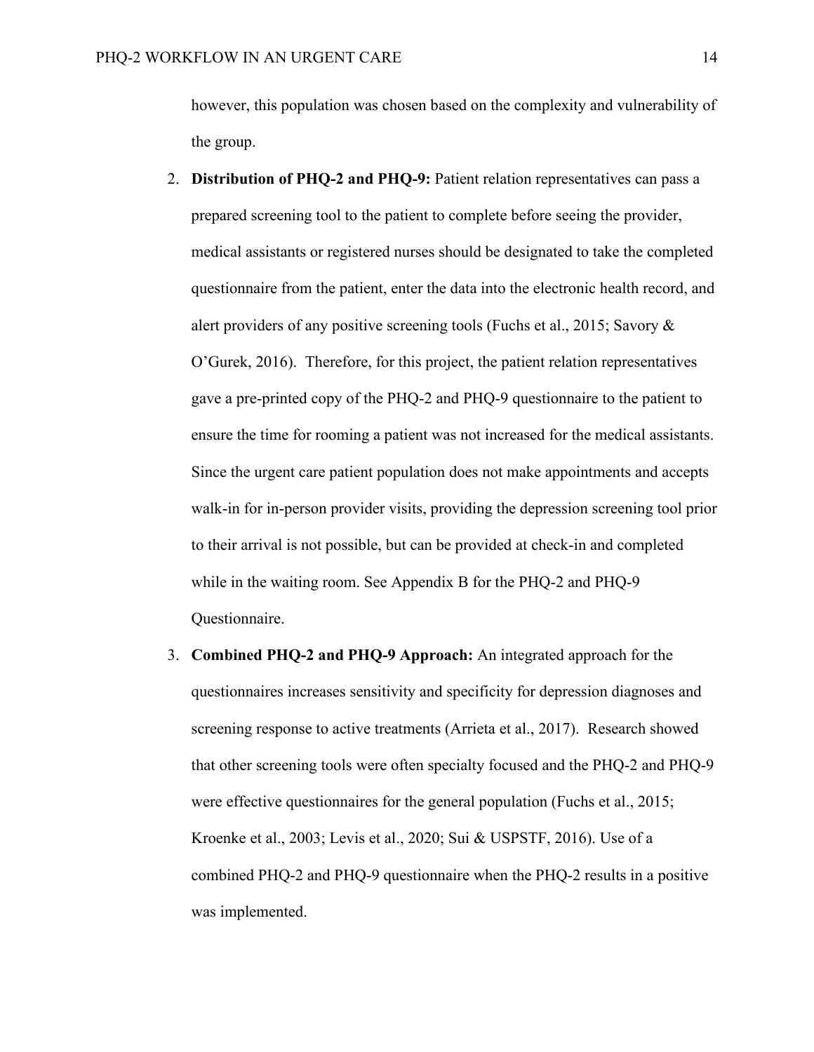however, this population was chosen based on the complexity and vulnerability of the group.

2. **Distribution of PHQ-2 and PHQ-9:** Patient relation representatives can pass a prepared screening tool to the patient to complete before seeing the provider, medical assistants or registered nurses should be designated to take the completed questionnaire from the patient, enter the data into the electronic health record, and alert providers of any positive screening tools (Fuchs et al., 2015; Savory & O'Gurek, 2016). Therefore, for this project, the patient relation representatives gave a pre-printed copy of the PHQ-2 and PHQ-9 questionnaire to the patient to ensure the time for rooming a patient was not increased for the medical assistants. Since the urgent care patient population does not make appointments and accepts walk-in for in-person provider visits, providing the depression screening tool prior to their arrival is not possible, but can be provided at check-in and completed while in the waiting room. See Appendix B for the PHQ-2 and PHQ-9 Questionnaire.

3. **Combined PHQ-2 and PHQ-9 Approach:** An integrated approach for the questionnaires increases sensitivity and specificity for depression diagnoses and screening response to active treatments (Arrieta et al., 2017). Research showed that other screening tools were often specialty focused and the PHQ-2 and PHQ-9 were effective questionnaires for the general population (Fuchs et al., 2015; Kroenke et al., 2003; Levis et al., 2020; Sui & USPSTF, 2016). Use of a combined PHQ-2 and PHQ-9 questionnaire when the PHQ-2 results in a positive was implemented.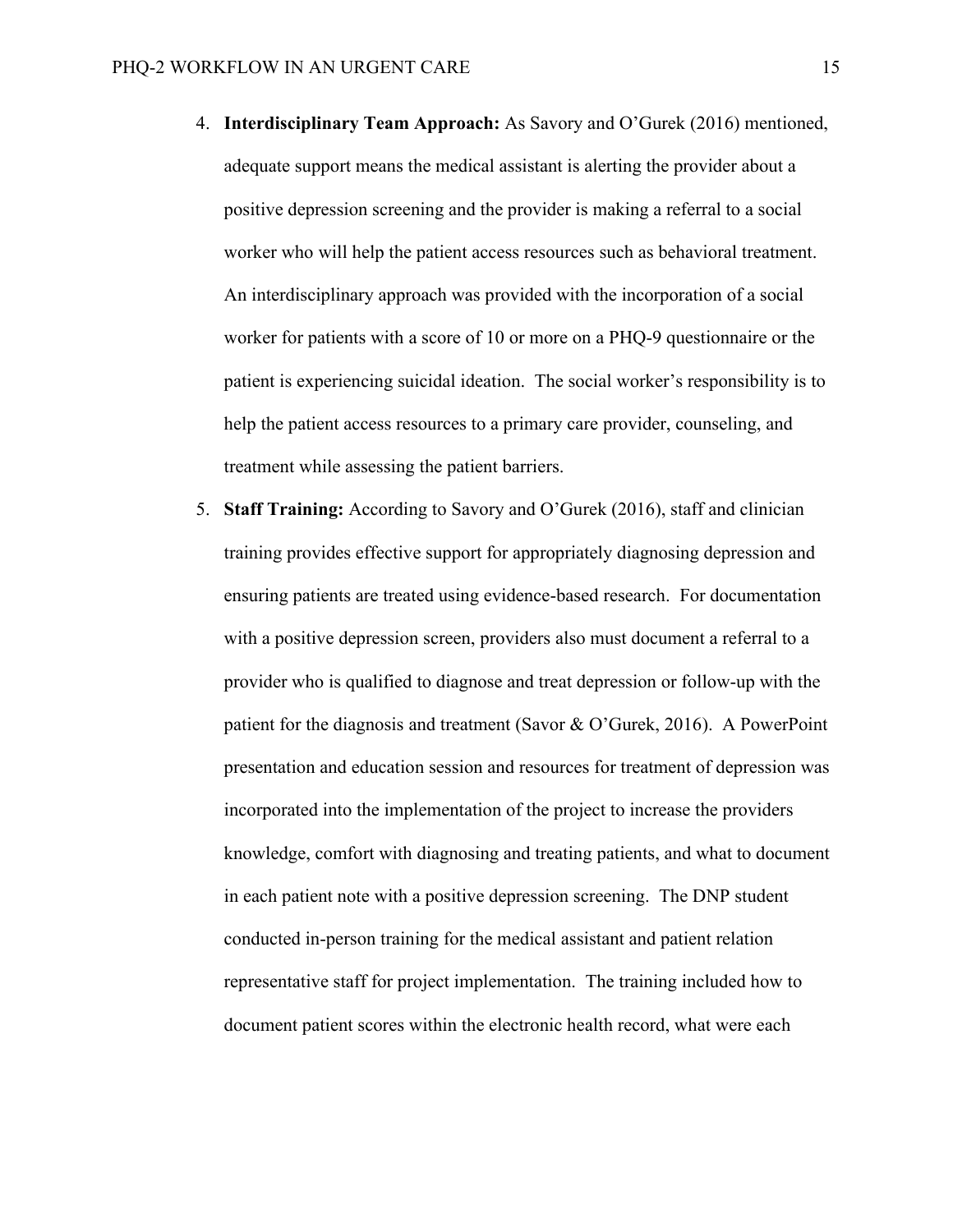4. **Interdisciplinary Team Approach:** As Savory and O'Gurek (2016) mentioned, adequate support means the medical assistant is alerting the provider about a positive depression screening and the provider is making a referral to a social worker who will help the patient access resources such as behavioral treatment. An interdisciplinary approach was provided with the incorporation of a social worker for patients with a score of 10 or more on a PHQ-9 questionnaire or the patient is experiencing suicidal ideation. The social worker's responsibility is to help the patient access resources to a primary care provider, counseling, and treatment while assessing the patient barriers.
5. **Staff Training:** According to Savory and O'Gurek (2016), staff and clinician training provides effective support for appropriately diagnosing depression and ensuring patients are treated using evidence-based research. For documentation with a positive depression screen, providers also must document a referral to a provider who is qualified to diagnose and treat depression or follow-up with the patient for the diagnosis and treatment (Savor & O'Gurek, 2016). A PowerPoint presentation and education session and resources for treatment of depression was incorporated into the implementation of the project to increase the providers knowledge, comfort with diagnosing and treating patients, and what to document in each patient note with a positive depression screening. The DNP student conducted in-person training for the medical assistant and patient relation representative staff for project implementation. The training included how to document patient scores within the electronic health record, what were each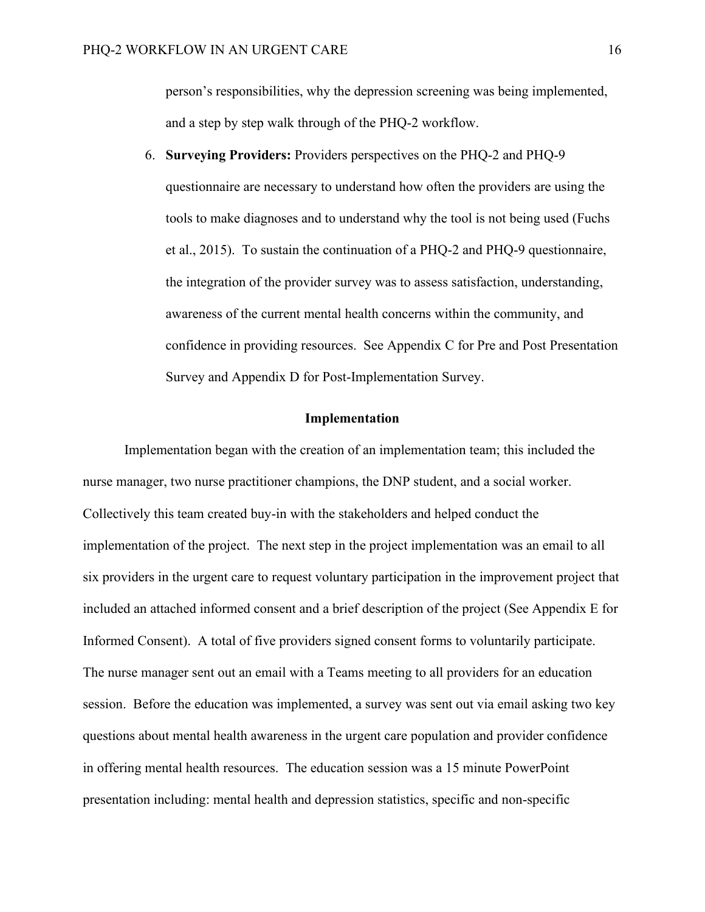person's responsibilities, why the depression screening was being implemented, and a step by step walk through of the PHQ-2 workflow.

6. **Surveying Providers:** Providers perspectives on the PHQ-2 and PHQ-9 questionnaire are necessary to understand how often the providers are using the tools to make diagnoses and to understand why the tool is not being used (Fuchs et al., 2015). To sustain the continuation of a PHQ-2 and PHQ-9 questionnaire, the integration of the provider survey was to assess satisfaction, understanding, awareness of the current mental health concerns within the community, and confidence in providing resources. See Appendix C for Pre and Post Presentation Survey and Appendix D for Post-Implementation Survey.

## Implementation

Implementation began with the creation of an implementation team; this included the nurse manager, two nurse practitioner champions, the DNP student, and a social worker. Collectively this team created buy-in with the stakeholders and helped conduct the implementation of the project. The next step in the project implementation was an email to all six providers in the urgent care to request voluntary participation in the improvement project that included an attached informed consent and a brief description of the project (See Appendix E for Informed Consent). A total of five providers signed consent forms to voluntarily participate. The nurse manager sent out an email with a Teams meeting to all providers for an education session. Before the education was implemented, a survey was sent out via email asking two key questions about mental health awareness in the urgent care population and provider confidence in offering mental health resources. The education session was a 15 minute PowerPoint presentation including: mental health and depression statistics, specific and non-specific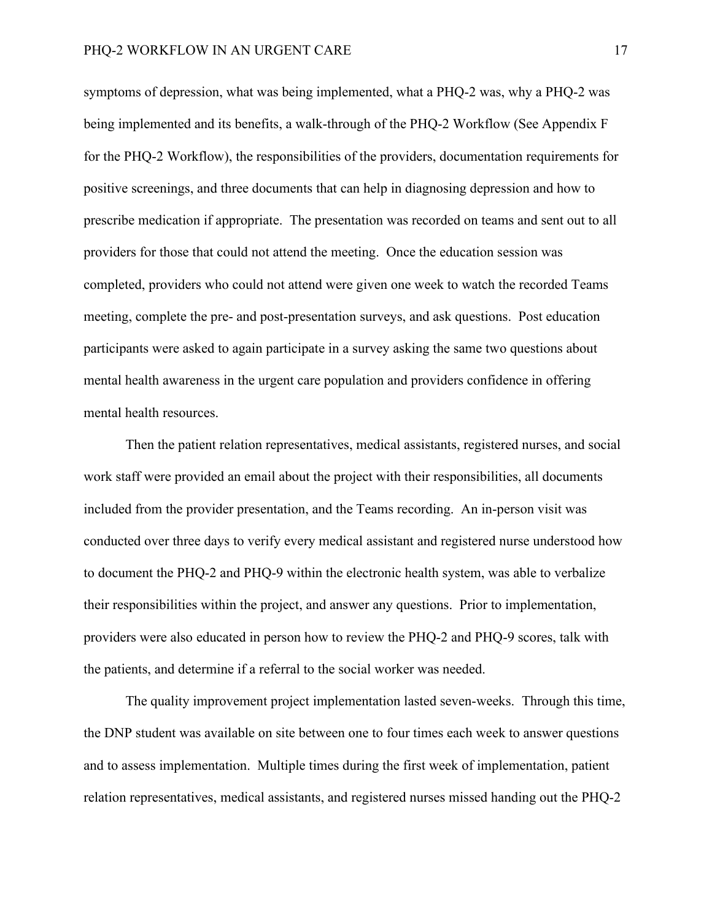symptoms of depression, what was being implemented, what a PHQ-2 was, why a PHQ-2 was being implemented and its benefits, a walk-through of the PHQ-2 Workflow (See Appendix F for the PHQ-2 Workflow), the responsibilities of the providers, documentation requirements for positive screenings, and three documents that can help in diagnosing depression and how to prescribe medication if appropriate. The presentation was recorded on teams and sent out to all providers for those that could not attend the meeting. Once the education session was completed, providers who could not attend were given one week to watch the recorded Teams meeting, complete the pre- and post-presentation surveys, and ask questions. Post education participants were asked to again participate in a survey asking the same two questions about mental health awareness in the urgent care population and providers confidence in offering mental health resources.

Then the patient relation representatives, medical assistants, registered nurses, and social work staff were provided an email about the project with their responsibilities, all documents included from the provider presentation, and the Teams recording. An in-person visit was conducted over three days to verify every medical assistant and registered nurse understood how to document the PHQ-2 and PHQ-9 within the electronic health system, was able to verbalize their responsibilities within the project, and answer any questions. Prior to implementation, providers were also educated in person how to review the PHQ-2 and PHQ-9 scores, talk with the patients, and determine if a referral to the social worker was needed.

The quality improvement project implementation lasted seven-weeks. Through this time, the DNP student was available on site between one to four times each week to answer questions and to assess implementation. Multiple times during the first week of implementation, patient relation representatives, medical assistants, and registered nurses missed handing out the PHQ-2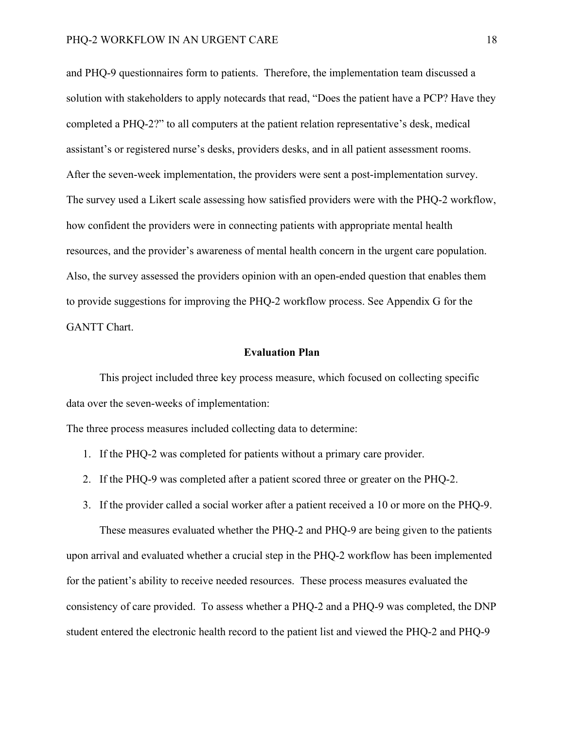and PHQ-9 questionnaires form to patients. Therefore, the implementation team discussed a solution with stakeholders to apply notecards that read, "Does the patient have a PCP? Have they completed a PHQ-2?" to all computers at the patient relation representative's desk, medical assistant's or registered nurse's desks, providers desks, and in all patient assessment rooms. After the seven-week implementation, the providers were sent a post-implementation survey. The survey used a Likert scale assessing how satisfied providers were with the PHQ-2 workflow, how confident the providers were in connecting patients with appropriate mental health resources, and the provider's awareness of mental health concern in the urgent care population. Also, the survey assessed the providers opinion with an open-ended question that enables them to provide suggestions for improving the PHQ-2 workflow process. See Appendix G for the GANTT Chart.

## Evaluation Plan

This project included three key process measure, which focused on collecting specific data over the seven-weeks of implementation:

The three process measures included collecting data to determine:

1. If the PHQ-2 was completed for patients without a primary care provider.
2. If the PHQ-9 was completed after a patient scored three or greater on the PHQ-2.
3. If the provider called a social worker after a patient received a 10 or more on the PHQ-9.

These measures evaluated whether the PHQ-2 and PHQ-9 are being given to the patients upon arrival and evaluated whether a crucial step in the PHQ-2 workflow has been implemented for the patient's ability to receive needed resources. These process measures evaluated the consistency of care provided. To assess whether a PHQ-2 and a PHQ-9 was completed, the DNP student entered the electronic health record to the patient list and viewed the PHQ-2 and PHQ-9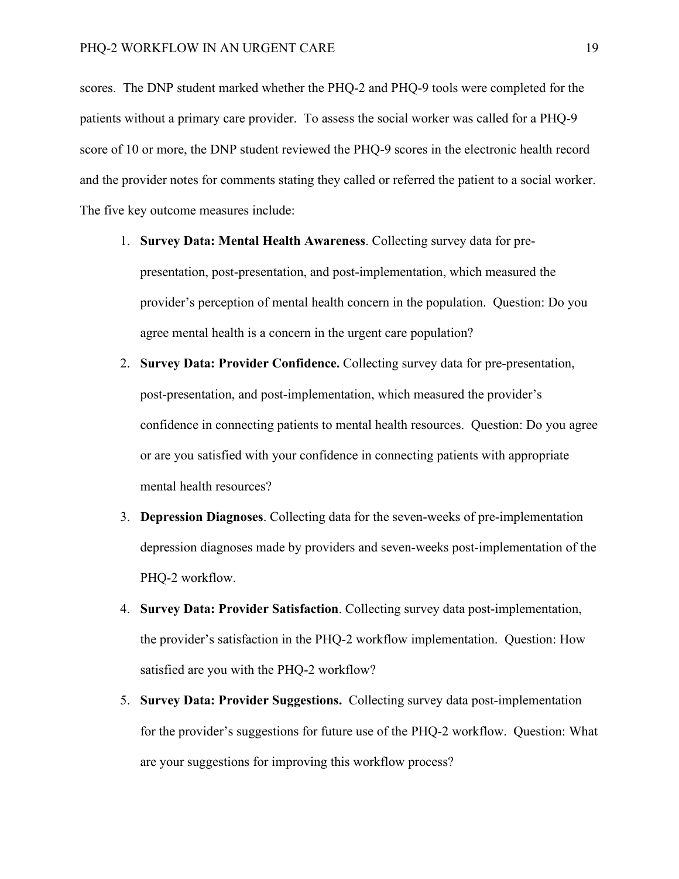scores. The DNP student marked whether the PHQ-2 and PHQ-9 tools were completed for the patients without a primary care provider. To assess the social worker was called for a PHQ-9 score of 10 or more, the DNP student reviewed the PHQ-9 scores in the electronic health record and the provider notes for comments stating they called or referred the patient to a social worker. The five key outcome measures include:

1. **Survey Data: Mental Health Awareness**. Collecting survey data for pre-presentation, post-presentation, and post-implementation, which measured the provider's perception of mental health concern in the population. Question: Do you agree mental health is a concern in the urgent care population?
2. **Survey Data: Provider Confidence.** Collecting survey data for pre-presentation, post-presentation, and post-implementation, which measured the provider's confidence in connecting patients to mental health resources. Question: Do you agree or are you satisfied with your confidence in connecting patients with appropriate mental health resources?
3. **Depression Diagnoses**. Collecting data for the seven-weeks of pre-implementation depression diagnoses made by providers and seven-weeks post-implementation of the PHQ-2 workflow.
4. **Survey Data: Provider Satisfaction**. Collecting survey data post-implementation, the provider's satisfaction in the PHQ-2 workflow implementation. Question: How satisfied are you with the PHQ-2 workflow?
5. **Survey Data: Provider Suggestions.** Collecting survey data post-implementation for the provider's suggestions for future use of the PHQ-2 workflow. Question: What are your suggestions for improving this workflow process?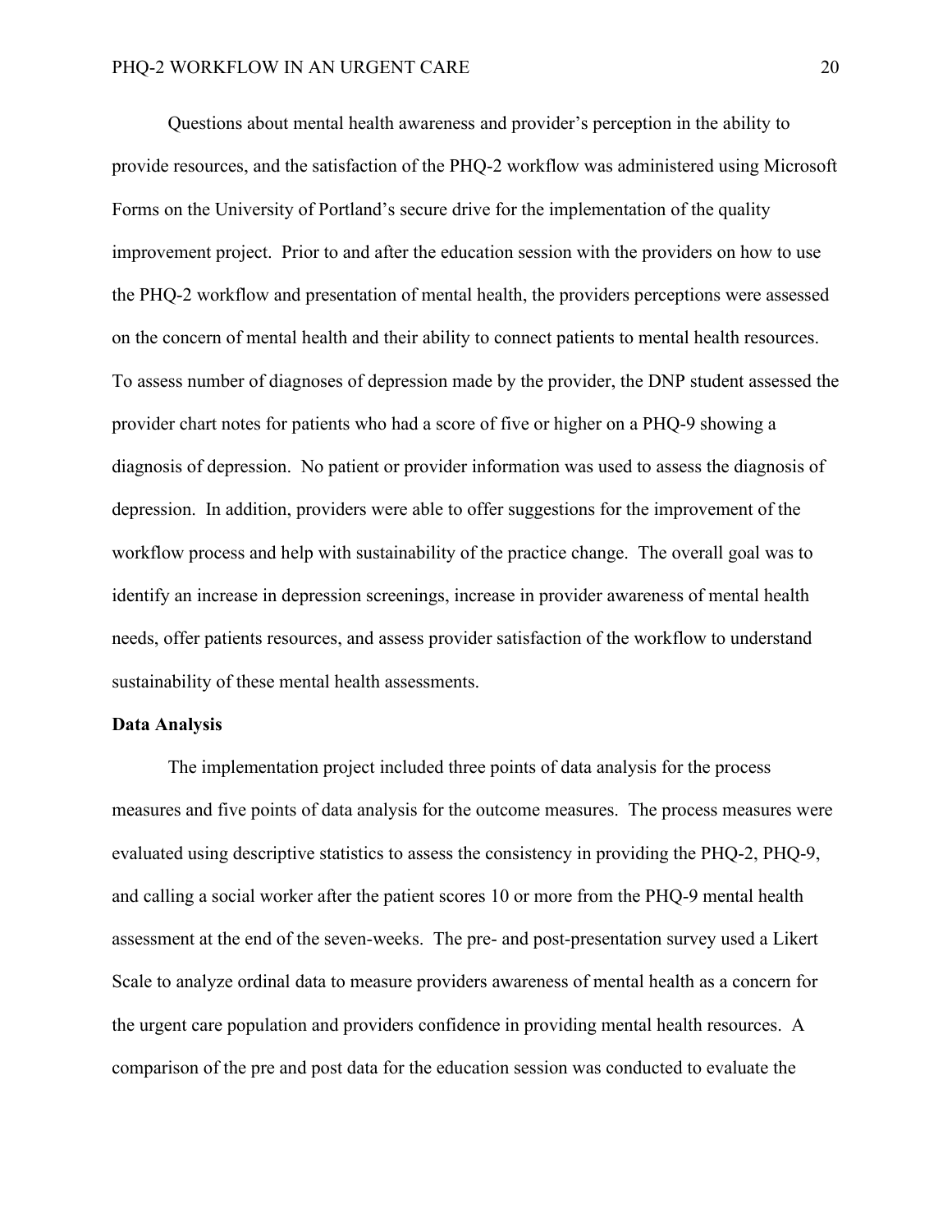Questions about mental health awareness and provider's perception in the ability to provide resources, and the satisfaction of the PHQ-2 workflow was administered using Microsoft Forms on the University of Portland's secure drive for the implementation of the quality improvement project. Prior to and after the education session with the providers on how to use the PHQ-2 workflow and presentation of mental health, the providers perceptions were assessed on the concern of mental health and their ability to connect patients to mental health resources. To assess number of diagnoses of depression made by the provider, the DNP student assessed the provider chart notes for patients who had a score of five or higher on a PHQ-9 showing a diagnosis of depression. No patient or provider information was used to assess the diagnosis of depression. In addition, providers were able to offer suggestions for the improvement of the workflow process and help with sustainability of the practice change. The overall goal was to identify an increase in depression screenings, increase in provider awareness of mental health needs, offer patients resources, and assess provider satisfaction of the workflow to understand sustainability of these mental health assessments.

**Data Analysis**

The implementation project included three points of data analysis for the process measures and five points of data analysis for the outcome measures. The process measures were evaluated using descriptive statistics to assess the consistency in providing the PHQ-2, PHQ-9, and calling a social worker after the patient scores 10 or more from the PHQ-9 mental health assessment at the end of the seven-weeks. The pre- and post-presentation survey used a Likert Scale to analyze ordinal data to measure providers awareness of mental health as a concern for the urgent care population and providers confidence in providing mental health resources. A comparison of the pre and post data for the education session was conducted to evaluate the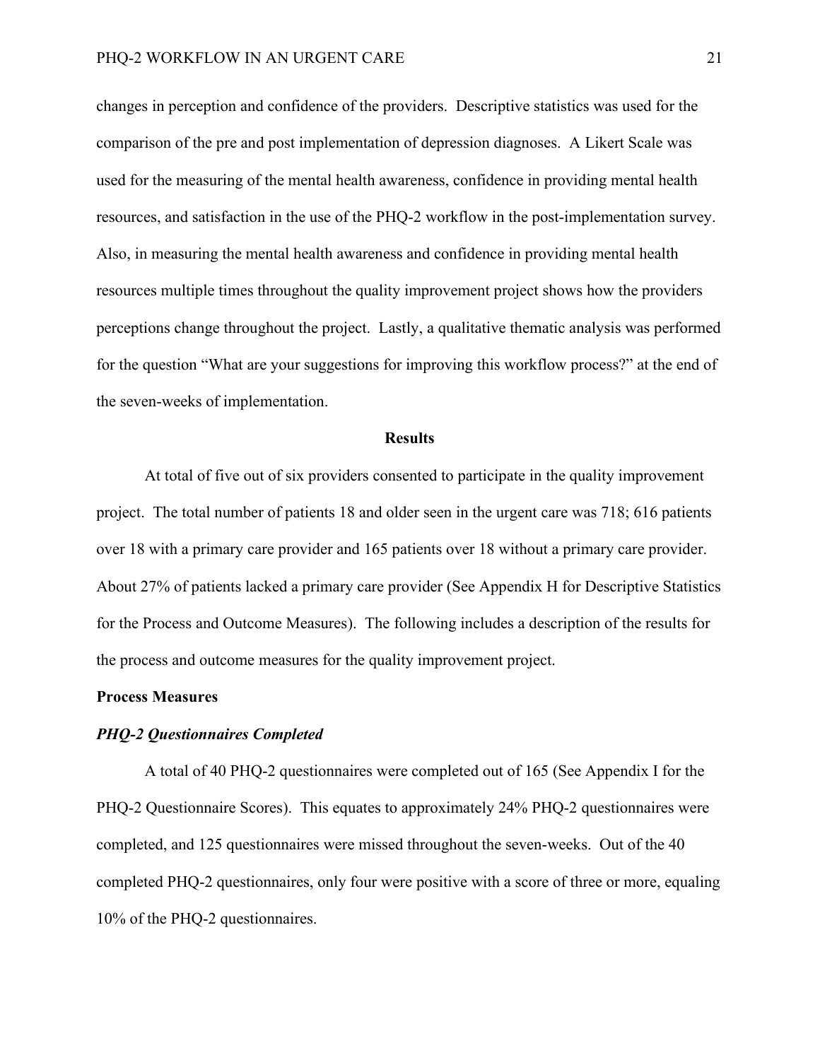changes in perception and confidence of the providers. Descriptive statistics was used for the comparison of the pre and post implementation of depression diagnoses. A Likert Scale was used for the measuring of the mental health awareness, confidence in providing mental health resources, and satisfaction in the use of the PHQ-2 workflow in the post-implementation survey. Also, in measuring the mental health awareness and confidence in providing mental health resources multiple times throughout the quality improvement project shows how the providers perceptions change throughout the project. Lastly, a qualitative thematic analysis was performed for the question "What are your suggestions for improving this workflow process?" at the end of the seven-weeks of implementation.

## Results

At total of five out of six providers consented to participate in the quality improvement project. The total number of patients 18 and older seen in the urgent care was 718; 616 patients over 18 with a primary care provider and 165 patients over 18 without a primary care provider. About 27% of patients lacked a primary care provider (See Appendix H for Descriptive Statistics for the Process and Outcome Measures). The following includes a description of the results for the process and outcome measures for the quality improvement project.

### Process Measures

#### *PHQ-2 Questionnaires Completed*

A total of 40 PHQ-2 questionnaires were completed out of 165 (See Appendix I for the PHQ-2 Questionnaire Scores). This equates to approximately 24% PHQ-2 questionnaires were completed, and 125 questionnaires were missed throughout the seven-weeks. Out of the 40 completed PHQ-2 questionnaires, only four were positive with a score of three or more, equaling 10% of the PHQ-2 questionnaires.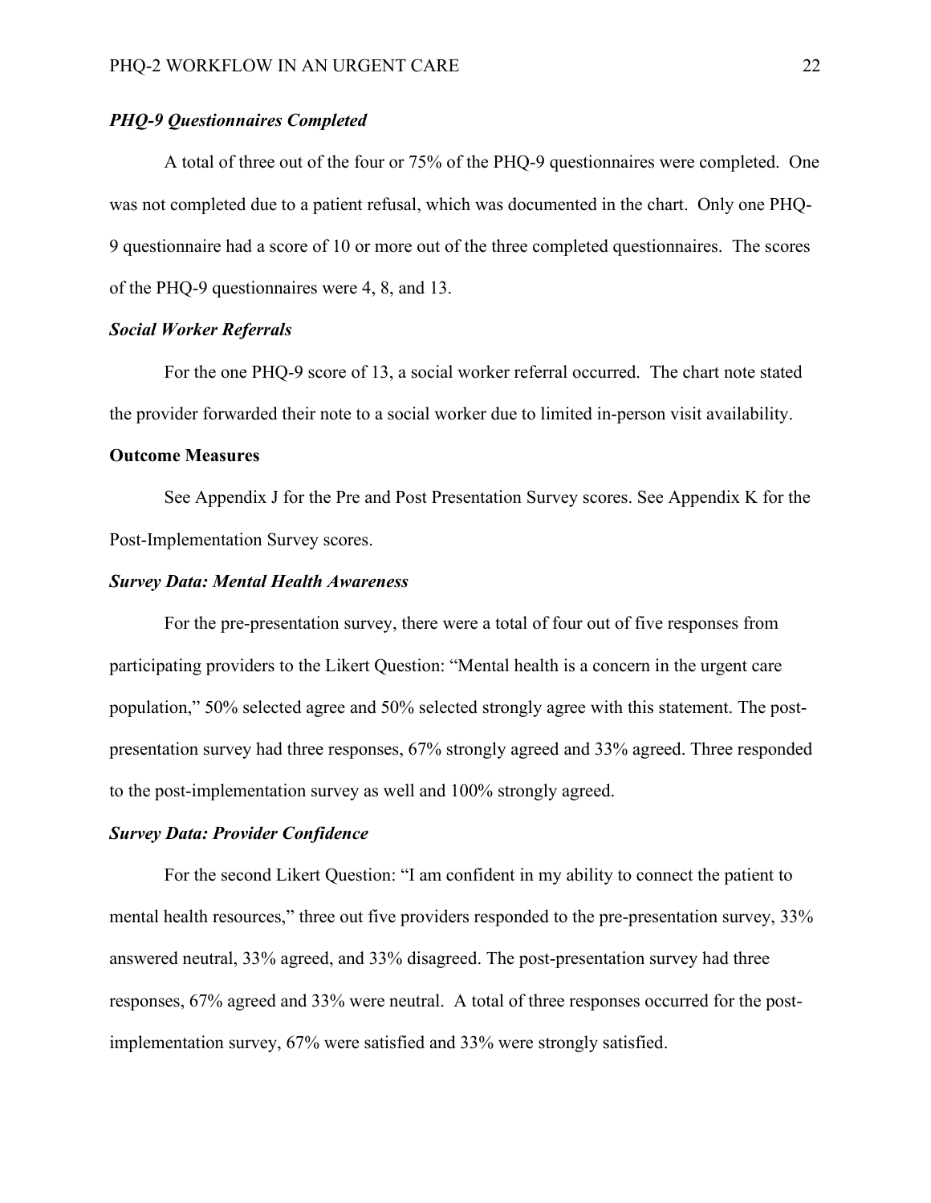### *PHQ-9 Questionnaires Completed*

A total of three out of the four or 75% of the PHQ-9 questionnaires were completed. One was not completed due to a patient refusal, which was documented in the chart. Only one PHQ-9 questionnaire had a score of 10 or more out of the three completed questionnaires. The scores of the PHQ-9 questionnaires were 4, 8, and 13.

### *Social Worker Referrals*

For the one PHQ-9 score of 13, a social worker referral occurred. The chart note stated the provider forwarded their note to a social worker due to limited in-person visit availability.

## **Outcome Measures**

See Appendix J for the Pre and Post Presentation Survey scores. See Appendix K for the Post-Implementation Survey scores.

### *Survey Data: Mental Health Awareness*

For the pre-presentation survey, there were a total of four out of five responses from participating providers to the Likert Question: "Mental health is a concern in the urgent care population," 50% selected agree and 50% selected strongly agree with this statement. The post-presentation survey had three responses, 67% strongly agreed and 33% agreed. Three responded to the post-implementation survey as well and 100% strongly agreed.

### *Survey Data: Provider Confidence*

For the second Likert Question: "I am confident in my ability to connect the patient to mental health resources," three out five providers responded to the pre-presentation survey, 33% answered neutral, 33% agreed, and 33% disagreed. The post-presentation survey had three responses, 67% agreed and 33% were neutral. A total of three responses occurred for the post-implementation survey, 67% were satisfied and 33% were strongly satisfied.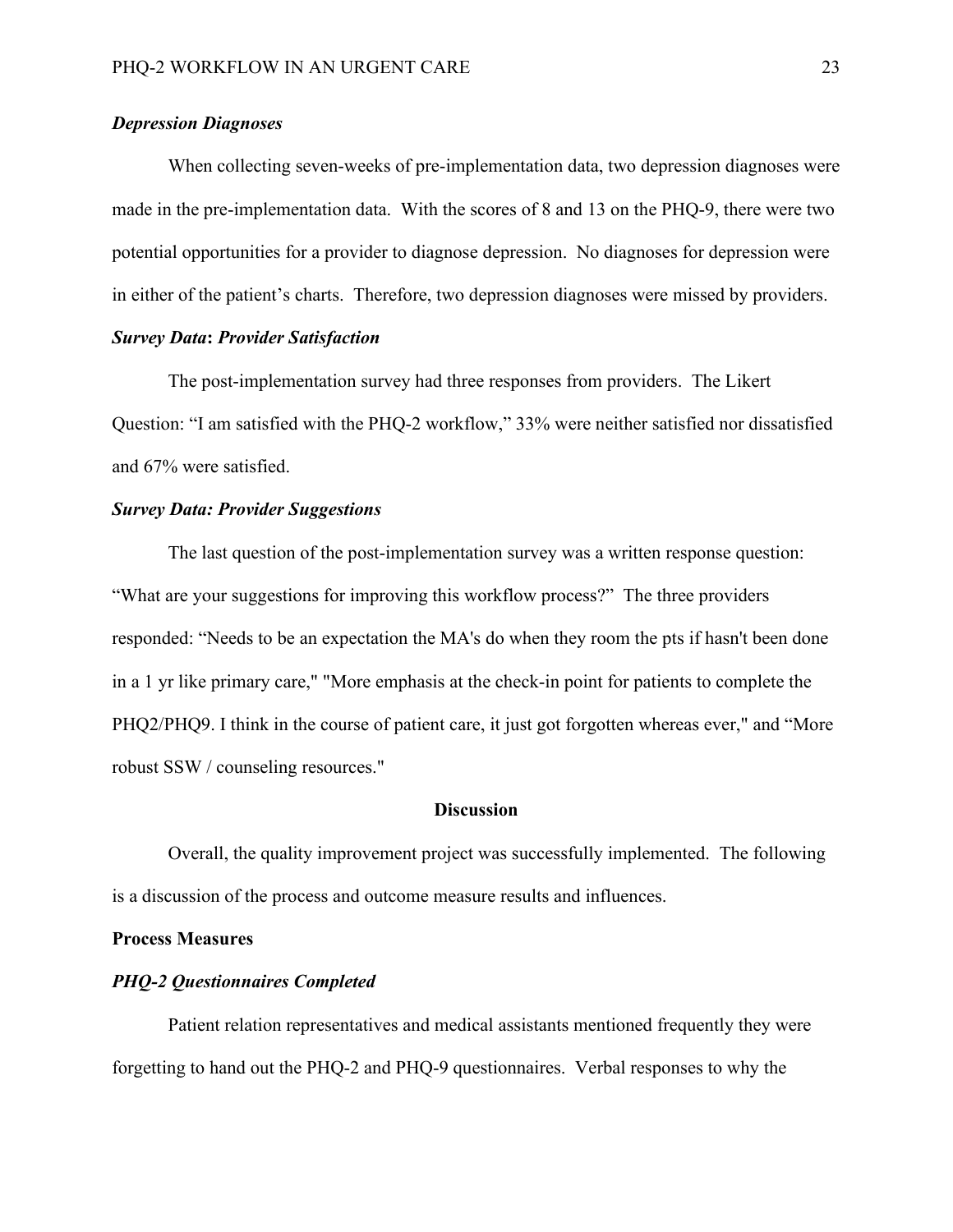### *Depression Diagnoses*

When collecting seven-weeks of pre-implementation data, two depression diagnoses were made in the pre-implementation data. With the scores of 8 and 13 on the PHQ-9, there were two potential opportunities for a provider to diagnose depression. No diagnoses for depression were in either of the patient's charts. Therefore, two depression diagnoses were missed by providers.

### *Survey Data: Provider Satisfaction*

The post-implementation survey had three responses from providers. The Likert Question: "I am satisfied with the PHQ-2 workflow," 33% were neither satisfied nor dissatisfied and 67% were satisfied.

### *Survey Data: Provider Suggestions*

The last question of the post-implementation survey was a written response question: "What are your suggestions for improving this workflow process?" The three providers responded: "Needs to be an expectation the MA's do when they room the pts if hasn't been done in a 1 yr like primary care," "More emphasis at the check-in point for patients to complete the PHQ2/PHQ9. I think in the course of patient care, it just got forgotten whereas ever," and "More robust SSW / counseling resources."

## Discussion

Overall, the quality improvement project was successfully implemented. The following is a discussion of the process and outcome measure results and influences.

### Process Measures

### *PHQ-2 Questionnaires Completed*

Patient relation representatives and medical assistants mentioned frequently they were forgetting to hand out the PHQ-2 and PHQ-9 questionnaires. Verbal responses to why the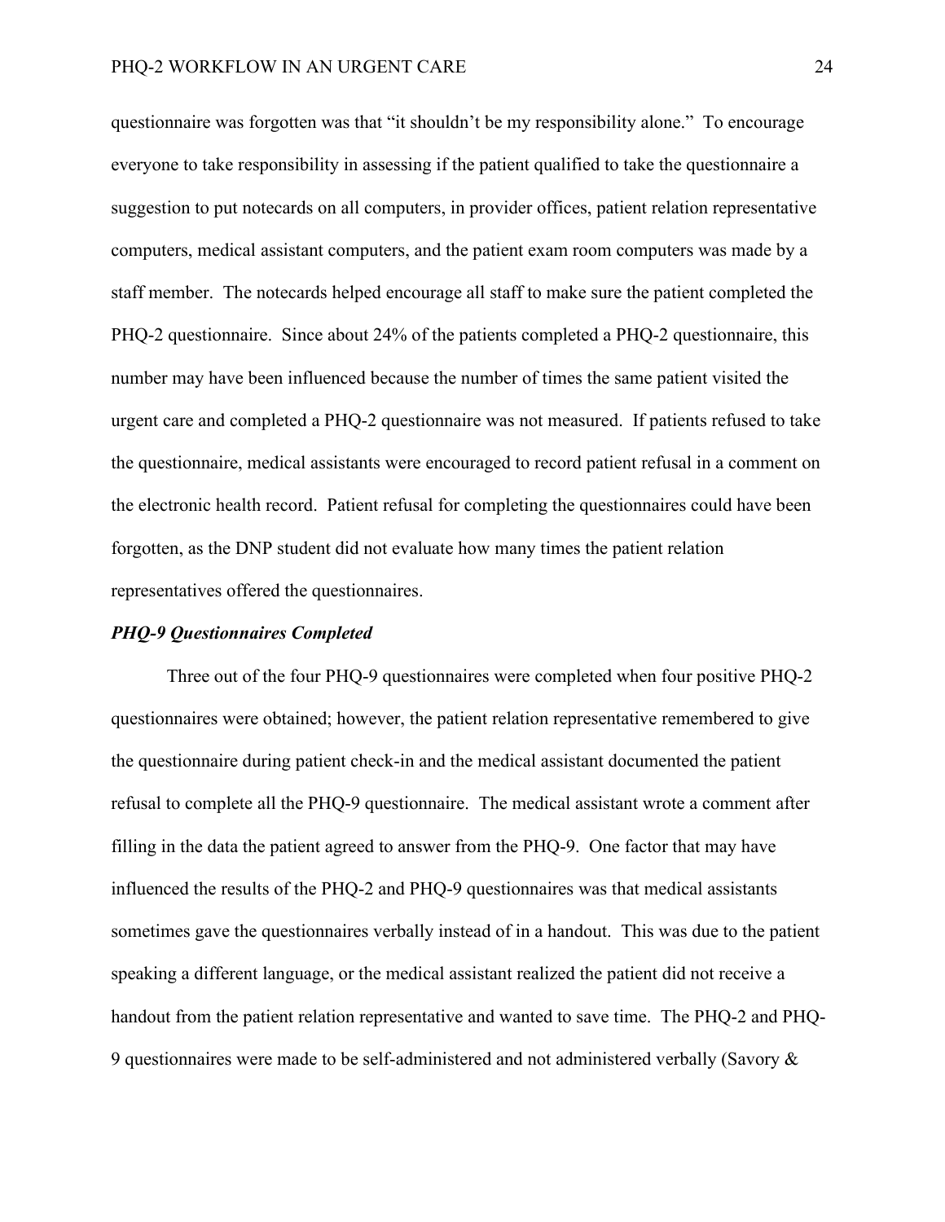questionnaire was forgotten was that "it shouldn't be my responsibility alone." To encourage everyone to take responsibility in assessing if the patient qualified to take the questionnaire a suggestion to put notecards on all computers, in provider offices, patient relation representative computers, medical assistant computers, and the patient exam room computers was made by a staff member. The notecards helped encourage all staff to make sure the patient completed the PHQ-2 questionnaire. Since about 24% of the patients completed a PHQ-2 questionnaire, this number may have been influenced because the number of times the same patient visited the urgent care and completed a PHQ-2 questionnaire was not measured. If patients refused to take the questionnaire, medical assistants were encouraged to record patient refusal in a comment on the electronic health record. Patient refusal for completing the questionnaires could have been forgotten, as the DNP student did not evaluate how many times the patient relation representatives offered the questionnaires.

### ***PHQ-9 Questionnaires Completed***

Three out of the four PHQ-9 questionnaires were completed when four positive PHQ-2 questionnaires were obtained; however, the patient relation representative remembered to give the questionnaire during patient check-in and the medical assistant documented the patient refusal to complete all the PHQ-9 questionnaire. The medical assistant wrote a comment after filling in the data the patient agreed to answer from the PHQ-9. One factor that may have influenced the results of the PHQ-2 and PHQ-9 questionnaires was that medical assistants sometimes gave the questionnaires verbally instead of in a handout. This was due to the patient speaking a different language, or the medical assistant realized the patient did not receive a handout from the patient relation representative and wanted to save time. The PHQ-2 and PHQ-9 questionnaires were made to be self-administered and not administered verbally (Savory &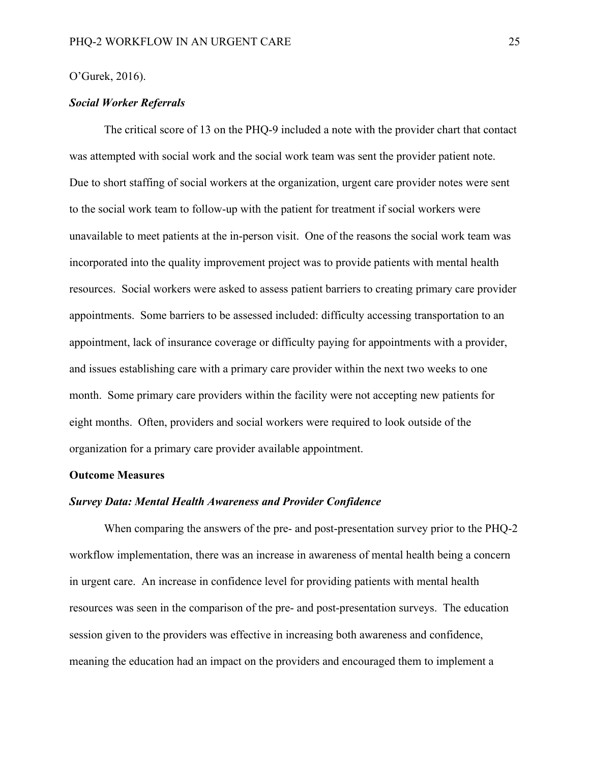O'Gurek, 2016).

### *Social Worker Referrals*

The critical score of 13 on the PHQ-9 included a note with the provider chart that contact was attempted with social work and the social work team was sent the provider patient note. Due to short staffing of social workers at the organization, urgent care provider notes were sent to the social work team to follow-up with the patient for treatment if social workers were unavailable to meet patients at the in-person visit. One of the reasons the social work team was incorporated into the quality improvement project was to provide patients with mental health resources. Social workers were asked to assess patient barriers to creating primary care provider appointments. Some barriers to be assessed included: difficulty accessing transportation to an appointment, lack of insurance coverage or difficulty paying for appointments with a provider, and issues establishing care with a primary care provider within the next two weeks to one month. Some primary care providers within the facility were not accepting new patients for eight months. Often, providers and social workers were required to look outside of the organization for a primary care provider available appointment.

## Outcome Measures

### *Survey Data: Mental Health Awareness and Provider Confidence*

When comparing the answers of the pre- and post-presentation survey prior to the PHQ-2 workflow implementation, there was an increase in awareness of mental health being a concern in urgent care. An increase in confidence level for providing patients with mental health resources was seen in the comparison of the pre- and post-presentation surveys. The education session given to the providers was effective in increasing both awareness and confidence, meaning the education had an impact on the providers and encouraged them to implement a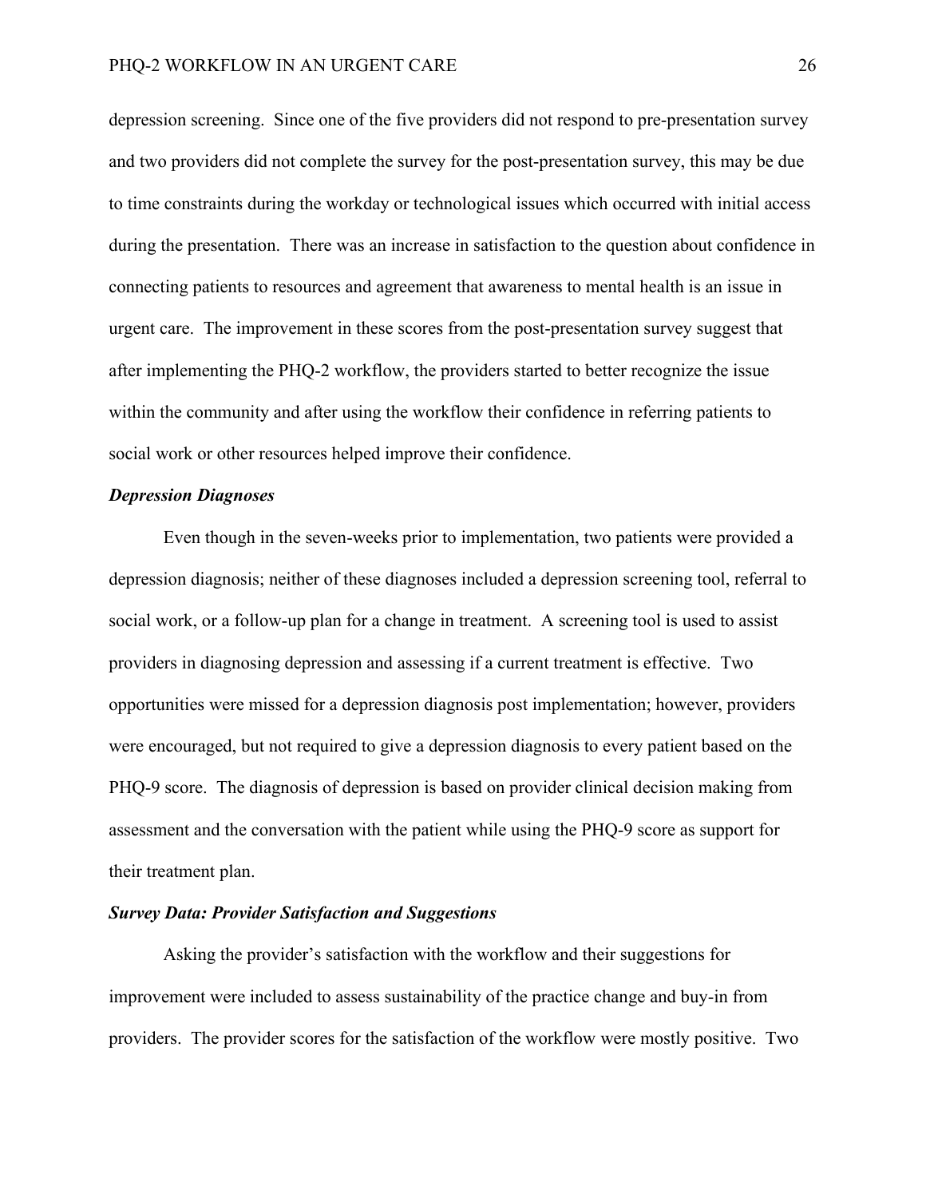depression screening. Since one of the five providers did not respond to pre-presentation survey and two providers did not complete the survey for the post-presentation survey, this may be due to time constraints during the workday or technological issues which occurred with initial access during the presentation. There was an increase in satisfaction to the question about confidence in connecting patients to resources and agreement that awareness to mental health is an issue in urgent care. The improvement in these scores from the post-presentation survey suggest that after implementing the PHQ-2 workflow, the providers started to better recognize the issue within the community and after using the workflow their confidence in referring patients to social work or other resources helped improve their confidence.

***Depression Diagnoses***

Even though in the seven-weeks prior to implementation, two patients were provided a depression diagnosis; neither of these diagnoses included a depression screening tool, referral to social work, or a follow-up plan for a change in treatment. A screening tool is used to assist providers in diagnosing depression and assessing if a current treatment is effective. Two opportunities were missed for a depression diagnosis post implementation; however, providers were encouraged, but not required to give a depression diagnosis to every patient based on the PHQ-9 score. The diagnosis of depression is based on provider clinical decision making from assessment and the conversation with the patient while using the PHQ-9 score as support for their treatment plan.

***Survey Data: Provider Satisfaction and Suggestions***

Asking the provider's satisfaction with the workflow and their suggestions for improvement were included to assess sustainability of the practice change and buy-in from providers. The provider scores for the satisfaction of the workflow were mostly positive. Two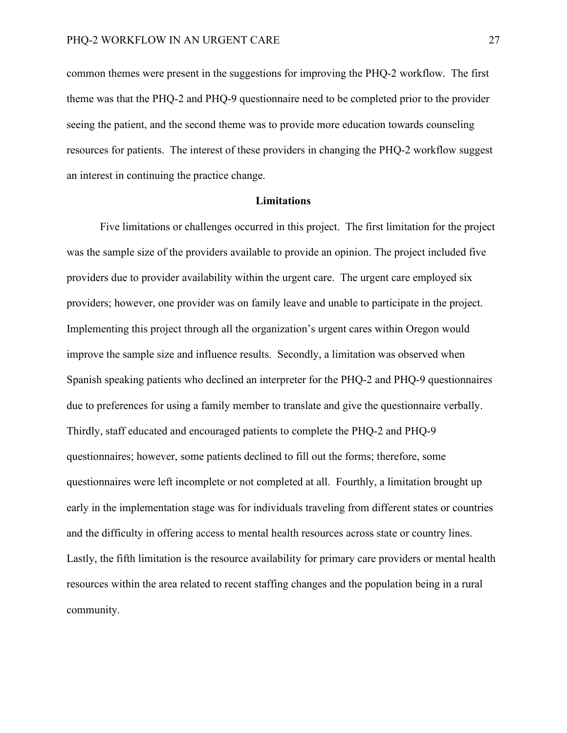common themes were present in the suggestions for improving the PHQ-2 workflow. The first theme was that the PHQ-2 and PHQ-9 questionnaire need to be completed prior to the provider seeing the patient, and the second theme was to provide more education towards counseling resources for patients. The interest of these providers in changing the PHQ-2 workflow suggest an interest in continuing the practice change.

## Limitations

Five limitations or challenges occurred in this project. The first limitation for the project was the sample size of the providers available to provide an opinion. The project included five providers due to provider availability within the urgent care. The urgent care employed six providers; however, one provider was on family leave and unable to participate in the project. Implementing this project through all the organization's urgent cares within Oregon would improve the sample size and influence results. Secondly, a limitation was observed when Spanish speaking patients who declined an interpreter for the PHQ-2 and PHQ-9 questionnaires due to preferences for using a family member to translate and give the questionnaire verbally. Thirdly, staff educated and encouraged patients to complete the PHQ-2 and PHQ-9 questionnaires; however, some patients declined to fill out the forms; therefore, some questionnaires were left incomplete or not completed at all. Fourthly, a limitation brought up early in the implementation stage was for individuals traveling from different states or countries and the difficulty in offering access to mental health resources across state or country lines. Lastly, the fifth limitation is the resource availability for primary care providers or mental health resources within the area related to recent staffing changes and the population being in a rural community.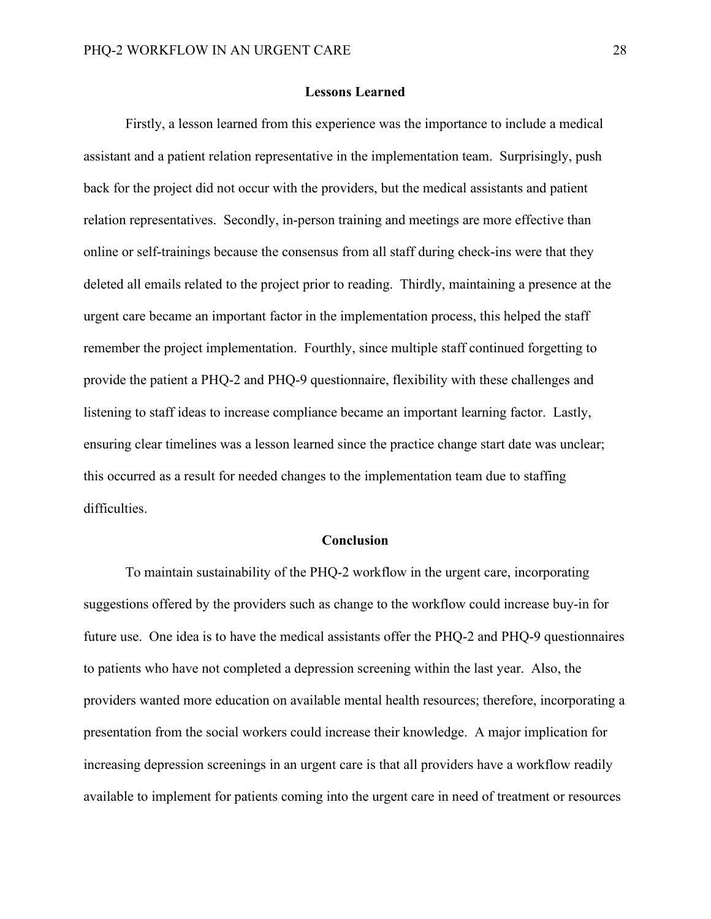## Lessons Learned

Firstly, a lesson learned from this experience was the importance to include a medical assistant and a patient relation representative in the implementation team. Surprisingly, push back for the project did not occur with the providers, but the medical assistants and patient relation representatives. Secondly, in-person training and meetings are more effective than online or self-trainings because the consensus from all staff during check-ins were that they deleted all emails related to the project prior to reading. Thirdly, maintaining a presence at the urgent care became an important factor in the implementation process, this helped the staff remember the project implementation. Fourthly, since multiple staff continued forgetting to provide the patient a PHQ-2 and PHQ-9 questionnaire, flexibility with these challenges and listening to staff ideas to increase compliance became an important learning factor. Lastly, ensuring clear timelines was a lesson learned since the practice change start date was unclear; this occurred as a result for needed changes to the implementation team due to staffing difficulties.

## Conclusion

To maintain sustainability of the PHQ-2 workflow in the urgent care, incorporating suggestions offered by the providers such as change to the workflow could increase buy-in for future use. One idea is to have the medical assistants offer the PHQ-2 and PHQ-9 questionnaires to patients who have not completed a depression screening within the last year. Also, the providers wanted more education on available mental health resources; therefore, incorporating a presentation from the social workers could increase their knowledge. A major implication for increasing depression screenings in an urgent care is that all providers have a workflow readily available to implement for patients coming into the urgent care in need of treatment or resources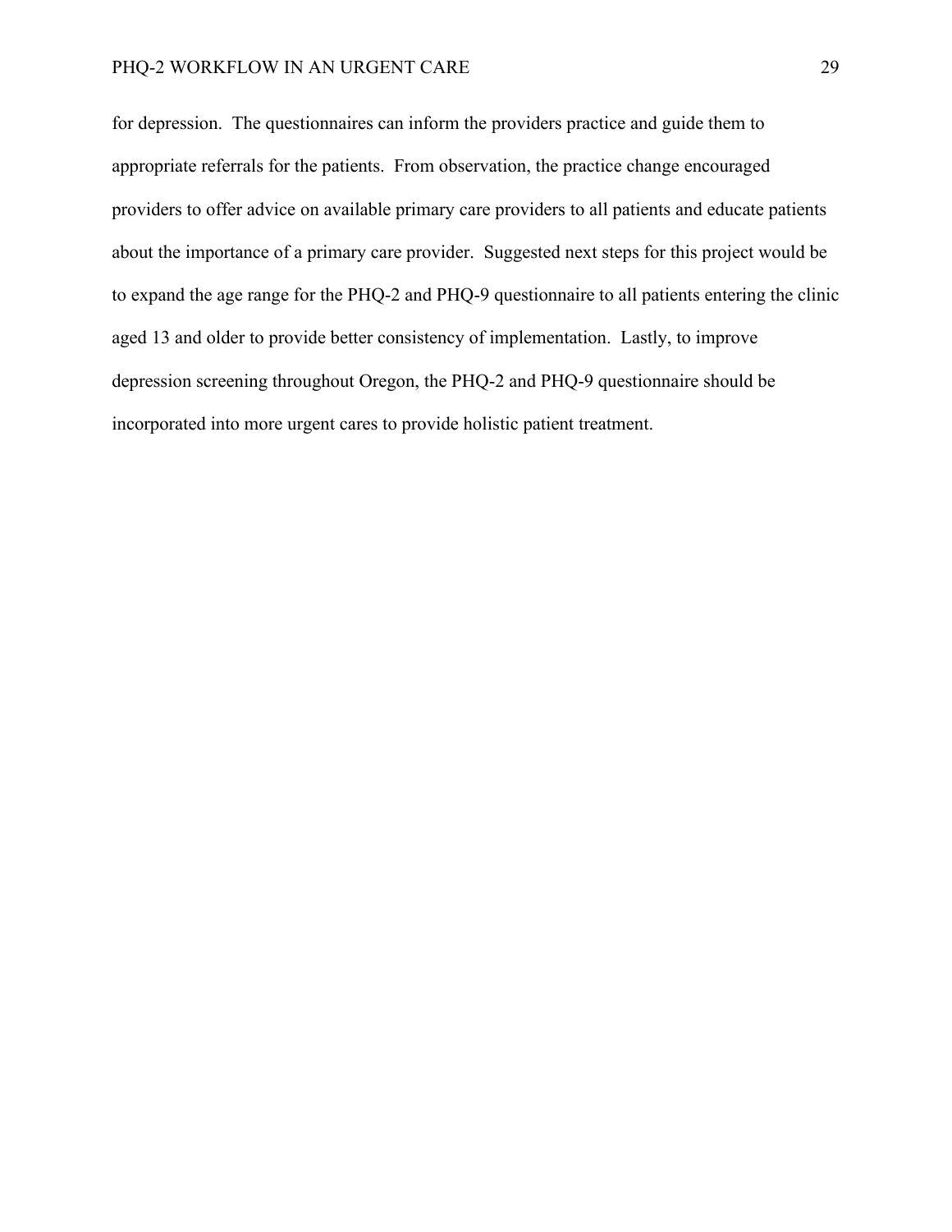for depression. The questionnaires can inform the providers practice and guide them to appropriate referrals for the patients. From observation, the practice change encouraged providers to offer advice on available primary care providers to all patients and educate patients about the importance of a primary care provider. Suggested next steps for this project would be to expand the age range for the PHQ-2 and PHQ-9 questionnaire to all patients entering the clinic aged 13 and older to provide better consistency of implementation. Lastly, to improve depression screening throughout Oregon, the PHQ-2 and PHQ-9 questionnaire should be incorporated into more urgent cares to provide holistic patient treatment.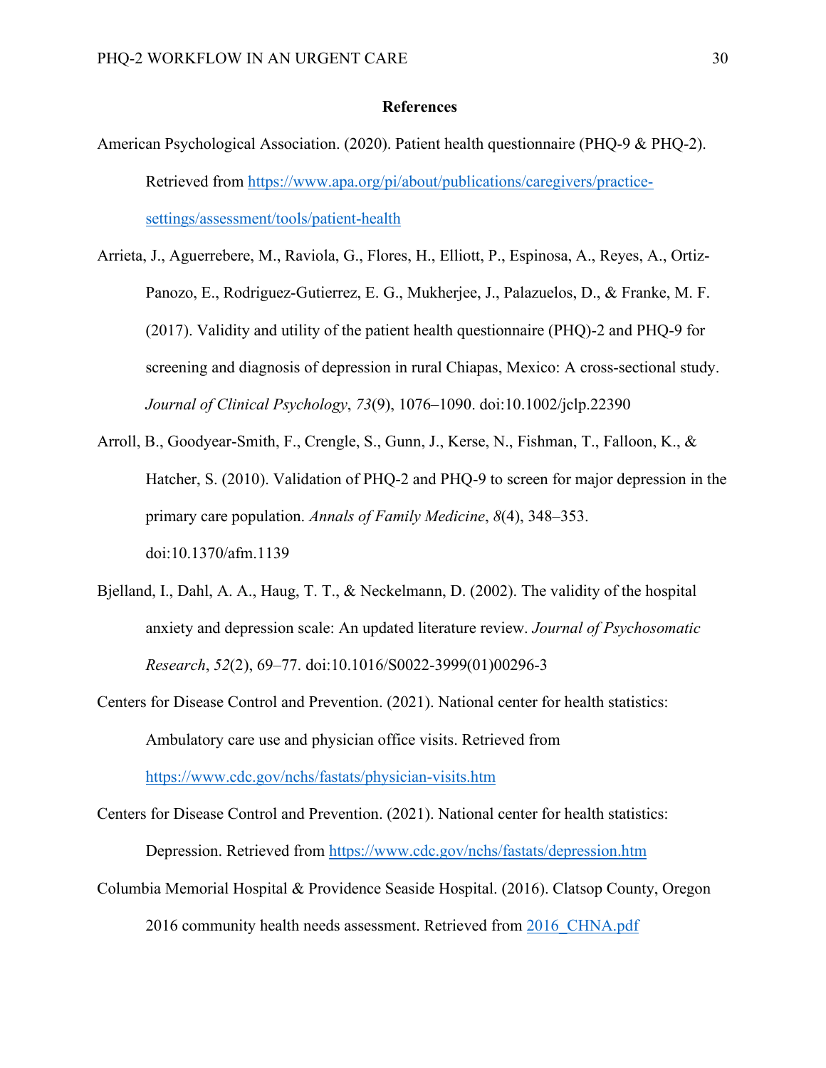## References

American Psychological Association. (2020). Patient health questionnaire (PHQ-9 & PHQ-2). Retrieved from https://www.apa.org/pi/about/publications/caregivers/practice-settings/assessment/tools/patient-health

Arrieta, J., Aguerrebere, M., Raviola, G., Flores, H., Elliott, P., Espinosa, A., Reyes, A., Ortiz-Panozo, E., Rodriguez-Gutierrez, E. G., Mukherjee, J., Palazuelos, D., & Franke, M. F. (2017). Validity and utility of the patient health questionnaire (PHQ)-2 and PHQ-9 for screening and diagnosis of depression in rural Chiapas, Mexico: A cross-sectional study. *Journal of Clinical Psychology*, *73*(9), 1076–1090. doi:10.1002/jclp.22390

Arroll, B., Goodyear-Smith, F., Crengle, S., Gunn, J., Kerse, N., Fishman, T., Falloon, K., & Hatcher, S. (2010). Validation of PHQ-2 and PHQ-9 to screen for major depression in the primary care population. *Annals of Family Medicine*, *8*(4), 348–353. doi:10.1370/afm.1139

Bjelland, I., Dahl, A. A., Haug, T. T., & Neckelmann, D. (2002). The validity of the hospital anxiety and depression scale: An updated literature review. *Journal of Psychosomatic Research*, *52*(2), 69–77. doi:10.1016/S0022-3999(01)00296-3

Centers for Disease Control and Prevention. (2021). National center for health statistics: Ambulatory care use and physician office visits. Retrieved from https://www.cdc.gov/nchs/fastats/physician-visits.htm

Centers for Disease Control and Prevention. (2021). National center for health statistics: Depression. Retrieved from https://www.cdc.gov/nchs/fastats/depression.htm

Columbia Memorial Hospital & Providence Seaside Hospital. (2016). Clatsop County, Oregon 2016 community health needs assessment. Retrieved from 2016_CHNA.pdf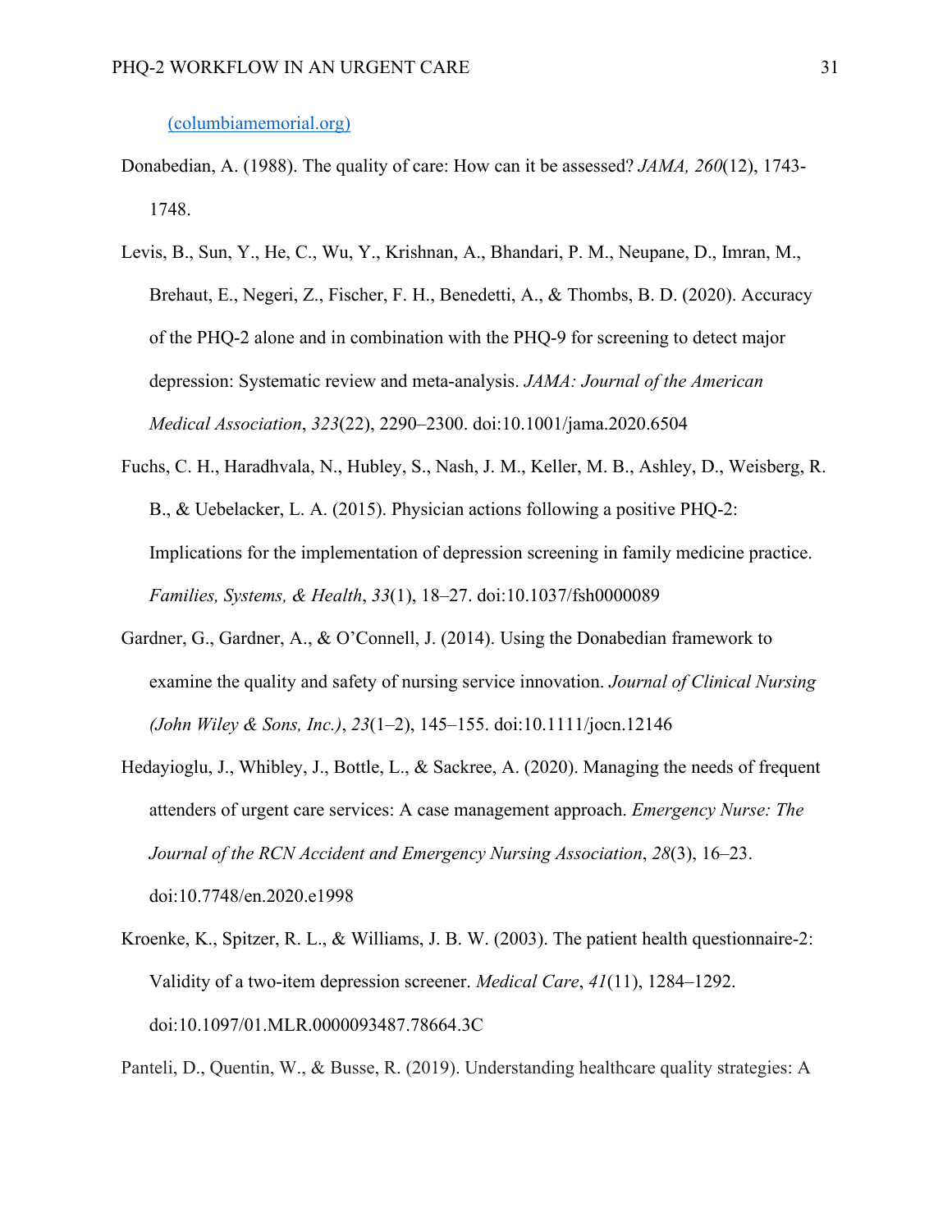(columbiamemorial.org)

Donabedian, A. (1988). The quality of care: How can it be assessed? *JAMA, 260*(12), 1743-1748.

Levis, B., Sun, Y., He, C., Wu, Y., Krishnan, A., Bhandari, P. M., Neupane, D., Imran, M., Brehaut, E., Negeri, Z., Fischer, F. H., Benedetti, A., & Thombs, B. D. (2020). Accuracy of the PHQ-2 alone and in combination with the PHQ-9 for screening to detect major depression: Systematic review and meta-analysis. *JAMA: Journal of the American Medical Association*, *323*(22), 2290–2300. doi:10.1001/jama.2020.6504

Fuchs, C. H., Haradhvala, N., Hubley, S., Nash, J. M., Keller, M. B., Ashley, D., Weisberg, R. B., & Uebelacker, L. A. (2015). Physician actions following a positive PHQ-2: Implications for the implementation of depression screening in family medicine practice. *Families, Systems, & Health*, *33*(1), 18–27. doi:10.1037/fsh0000089

Gardner, G., Gardner, A., & O'Connell, J. (2014). Using the Donabedian framework to examine the quality and safety of nursing service innovation. *Journal of Clinical Nursing (John Wiley & Sons, Inc.)*, *23*(1–2), 145–155. doi:10.1111/jocn.12146

Hedayioglu, J., Whibley, J., Bottle, L., & Sackree, A. (2020). Managing the needs of frequent attenders of urgent care services: A case management approach. *Emergency Nurse: The Journal of the RCN Accident and Emergency Nursing Association*, *28*(3), 16–23. doi:10.7748/en.2020.e1998

Kroenke, K., Spitzer, R. L., & Williams, J. B. W. (2003). The patient health questionnaire-2: Validity of a two-item depression screener. *Medical Care*, *41*(11), 1284–1292. doi:10.1097/01.MLR.0000093487.78664.3C

Panteli, D., Quentin, W., & Busse, R. (2019). Understanding healthcare quality strategies: A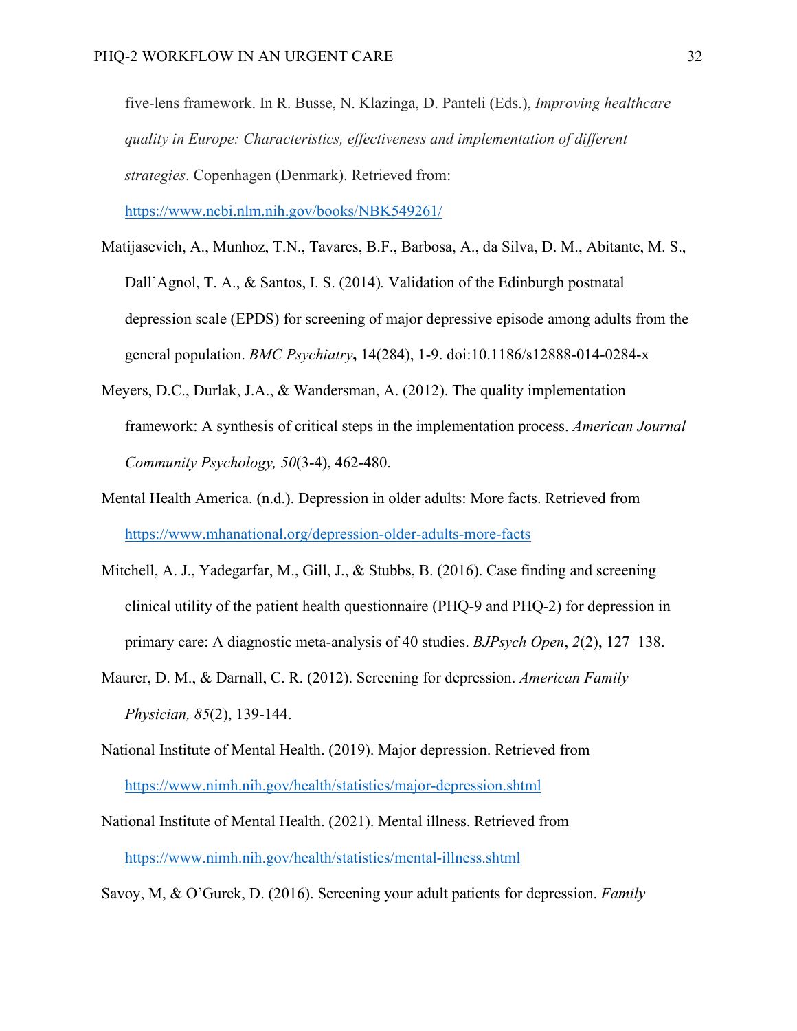five-lens framework. In R. Busse, N. Klazinga, D. Panteli (Eds.), *Improving healthcare quality in Europe: Characteristics, effectiveness and implementation of different strategies*. Copenhagen (Denmark). Retrieved from: https://www.ncbi.nlm.nih.gov/books/NBK549261/

Matijasevich, A., Munhoz, T.N., Tavares, B.F., Barbosa, A., da Silva, D. M., Abitante, M. S., Dall'Agnol, T. A., & Santos, I. S. (2014). Validation of the Edinburgh postnatal depression scale (EPDS) for screening of major depressive episode among adults from the general population. *BMC Psychiatry***,** 14(284), 1-9. doi:10.1186/s12888-014-0284-x

Meyers, D.C., Durlak, J.A., & Wandersman, A. (2012). The quality implementation framework: A synthesis of critical steps in the implementation process. *American Journal Community Psychology, 50*(3-4), 462-480.

Mental Health America. (n.d.). Depression in older adults: More facts. Retrieved from https://www.mhanational.org/depression-older-adults-more-facts

Mitchell, A. J., Yadegarfar, M., Gill, J., & Stubbs, B. (2016). Case finding and screening clinical utility of the patient health questionnaire (PHQ-9 and PHQ-2) for depression in primary care: A diagnostic meta-analysis of 40 studies. *BJPsych Open*, *2*(2), 127–138.

Maurer, D. M., & Darnall, C. R. (2012). Screening for depression. *American Family Physician, 85*(2), 139-144.

National Institute of Mental Health. (2019). Major depression. Retrieved from https://www.nimh.nih.gov/health/statistics/major-depression.shtml

National Institute of Mental Health. (2021). Mental illness. Retrieved from https://www.nimh.nih.gov/health/statistics/mental-illness.shtml

Savoy, M, & O'Gurek, D. (2016). Screening your adult patients for depression. *Family*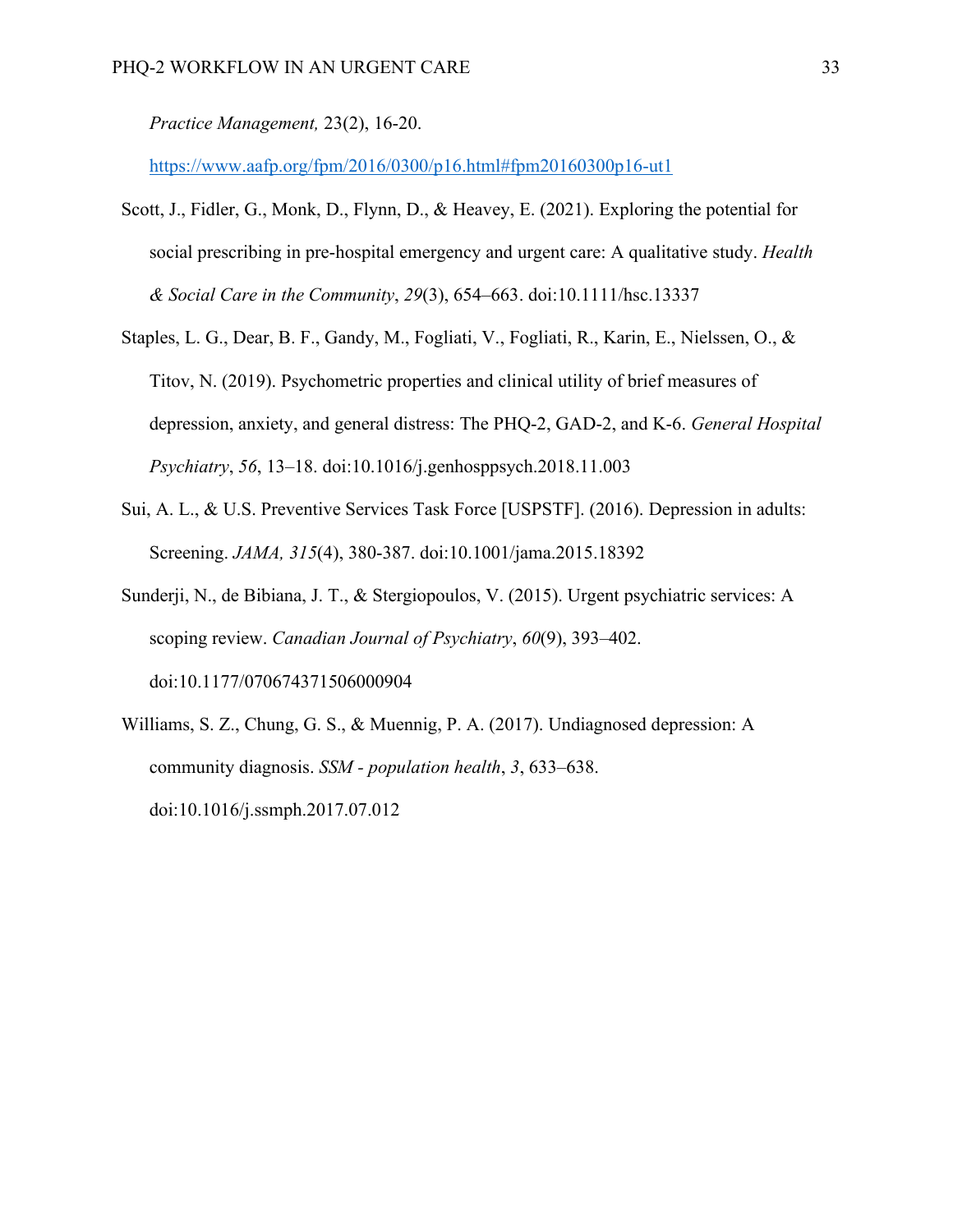*Practice Management,* 23(2), 16-20. https://www.aafp.org/fpm/2016/0300/p16.html#fpm20160300p16-ut1

Scott, J., Fidler, G., Monk, D., Flynn, D., & Heavey, E. (2021). Exploring the potential for social prescribing in pre-hospital emergency and urgent care: A qualitative study. *Health & Social Care in the Community*, *29*(3), 654–663. doi:10.1111/hsc.13337

Staples, L. G., Dear, B. F., Gandy, M., Fogliati, V., Fogliati, R., Karin, E., Nielssen, O., & Titov, N. (2019). Psychometric properties and clinical utility of brief measures of depression, anxiety, and general distress: The PHQ-2, GAD-2, and K-6. *General Hospital Psychiatry*, *56*, 13–18. doi:10.1016/j.genhosppsych.2018.11.003

Sui, A. L., & U.S. Preventive Services Task Force [USPSTF]. (2016). Depression in adults: Screening. *JAMA, 315*(4), 380-387. doi:10.1001/jama.2015.18392

Sunderji, N., de Bibiana, J. T., & Stergiopoulos, V. (2015). Urgent psychiatric services: A scoping review. *Canadian Journal of Psychiatry*, *60*(9), 393–402. doi:10.1177/070674371506000904

Williams, S. Z., Chung, G. S., & Muennig, P. A. (2017). Undiagnosed depression: A community diagnosis. *SSM - population health*, *3*, 633–638. doi:10.1016/j.ssmph.2017.07.012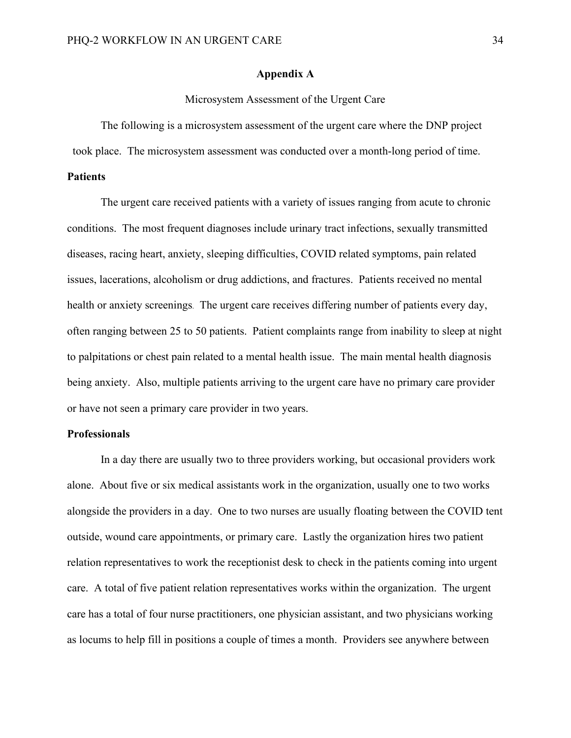# Appendix A

Microsystem Assessment of the Urgent Care

The following is a microsystem assessment of the urgent care where the DNP project took place. The microsystem assessment was conducted over a month-long period of time.

## Patients

The urgent care received patients with a variety of issues ranging from acute to chronic conditions. The most frequent diagnoses include urinary tract infections, sexually transmitted diseases, racing heart, anxiety, sleeping difficulties, COVID related symptoms, pain related issues, lacerations, alcoholism or drug addictions, and fractures. Patients received no mental health or anxiety screenings. The urgent care receives differing number of patients every day, often ranging between 25 to 50 patients. Patient complaints range from inability to sleep at night to palpitations or chest pain related to a mental health issue. The main mental health diagnosis being anxiety. Also, multiple patients arriving to the urgent care have no primary care provider or have not seen a primary care provider in two years.

## Professionals

In a day there are usually two to three providers working, but occasional providers work alone. About five or six medical assistants work in the organization, usually one to two works alongside the providers in a day. One to two nurses are usually floating between the COVID tent outside, wound care appointments, or primary care. Lastly the organization hires two patient relation representatives to work the receptionist desk to check in the patients coming into urgent care. A total of five patient relation representatives works within the organization. The urgent care has a total of four nurse practitioners, one physician assistant, and two physicians working as locums to help fill in positions a couple of times a month. Providers see anywhere between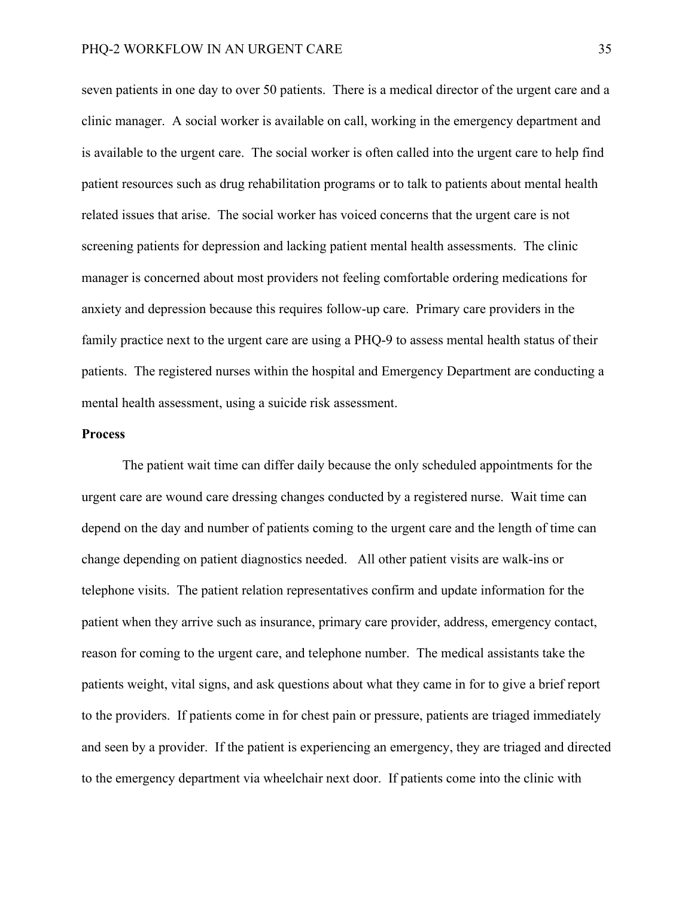seven patients in one day to over 50 patients. There is a medical director of the urgent care and a clinic manager. A social worker is available on call, working in the emergency department and is available to the urgent care. The social worker is often called into the urgent care to help find patient resources such as drug rehabilitation programs or to talk to patients about mental health related issues that arise. The social worker has voiced concerns that the urgent care is not screening patients for depression and lacking patient mental health assessments. The clinic manager is concerned about most providers not feeling comfortable ordering medications for anxiety and depression because this requires follow-up care. Primary care providers in the family practice next to the urgent care are using a PHQ-9 to assess mental health status of their patients. The registered nurses within the hospital and Emergency Department are conducting a mental health assessment, using a suicide risk assessment.

**Process**

The patient wait time can differ daily because the only scheduled appointments for the urgent care are wound care dressing changes conducted by a registered nurse. Wait time can depend on the day and number of patients coming to the urgent care and the length of time can change depending on patient diagnostics needed. All other patient visits are walk-ins or telephone visits. The patient relation representatives confirm and update information for the patient when they arrive such as insurance, primary care provider, address, emergency contact, reason for coming to the urgent care, and telephone number. The medical assistants take the patients weight, vital signs, and ask questions about what they came in for to give a brief report to the providers. If patients come in for chest pain or pressure, patients are triaged immediately and seen by a provider. If the patient is experiencing an emergency, they are triaged and directed to the emergency department via wheelchair next door. If patients come into the clinic with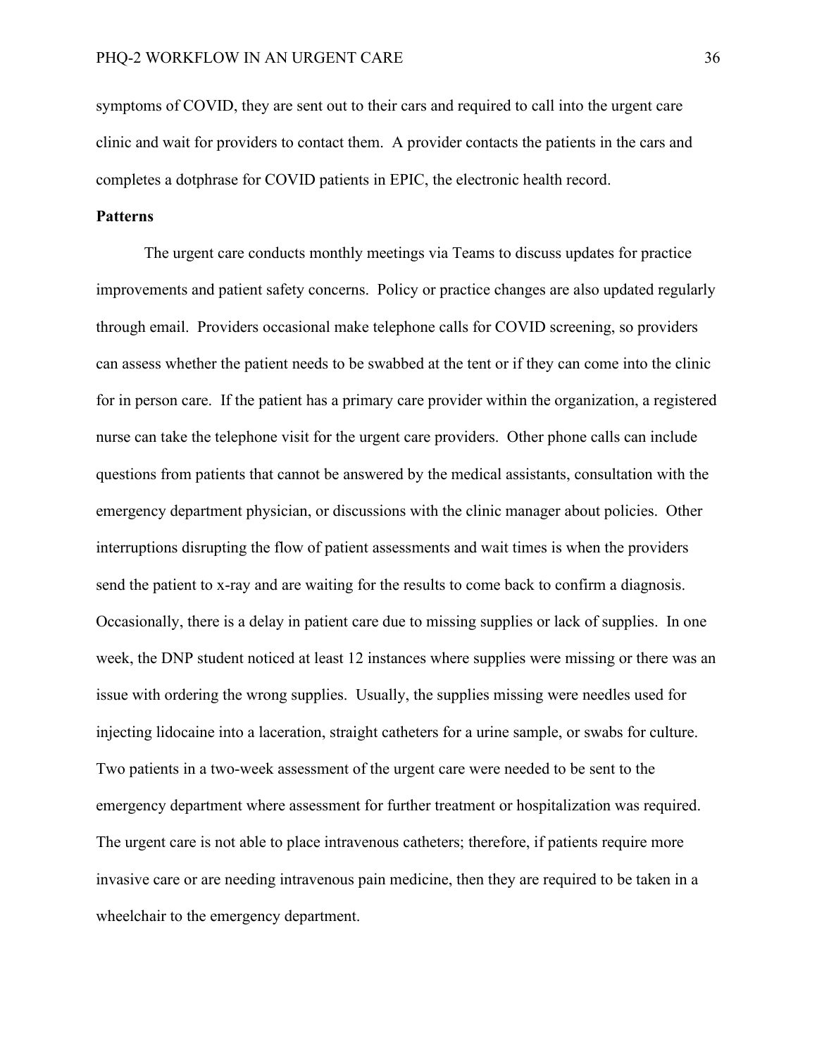symptoms of COVID, they are sent out to their cars and required to call into the urgent care clinic and wait for providers to contact them. A provider contacts the patients in the cars and completes a dotphrase for COVID patients in EPIC, the electronic health record.

**Patterns**

The urgent care conducts monthly meetings via Teams to discuss updates for practice improvements and patient safety concerns. Policy or practice changes are also updated regularly through email. Providers occasional make telephone calls for COVID screening, so providers can assess whether the patient needs to be swabbed at the tent or if they can come into the clinic for in person care. If the patient has a primary care provider within the organization, a registered nurse can take the telephone visit for the urgent care providers. Other phone calls can include questions from patients that cannot be answered by the medical assistants, consultation with the emergency department physician, or discussions with the clinic manager about policies. Other interruptions disrupting the flow of patient assessments and wait times is when the providers send the patient to x-ray and are waiting for the results to come back to confirm a diagnosis. Occasionally, there is a delay in patient care due to missing supplies or lack of supplies. In one week, the DNP student noticed at least 12 instances where supplies were missing or there was an issue with ordering the wrong supplies. Usually, the supplies missing were needles used for injecting lidocaine into a laceration, straight catheters for a urine sample, or swabs for culture. Two patients in a two-week assessment of the urgent care were needed to be sent to the emergency department where assessment for further treatment or hospitalization was required. The urgent care is not able to place intravenous catheters; therefore, if patients require more invasive care or are needing intravenous pain medicine, then they are required to be taken in a wheelchair to the emergency department.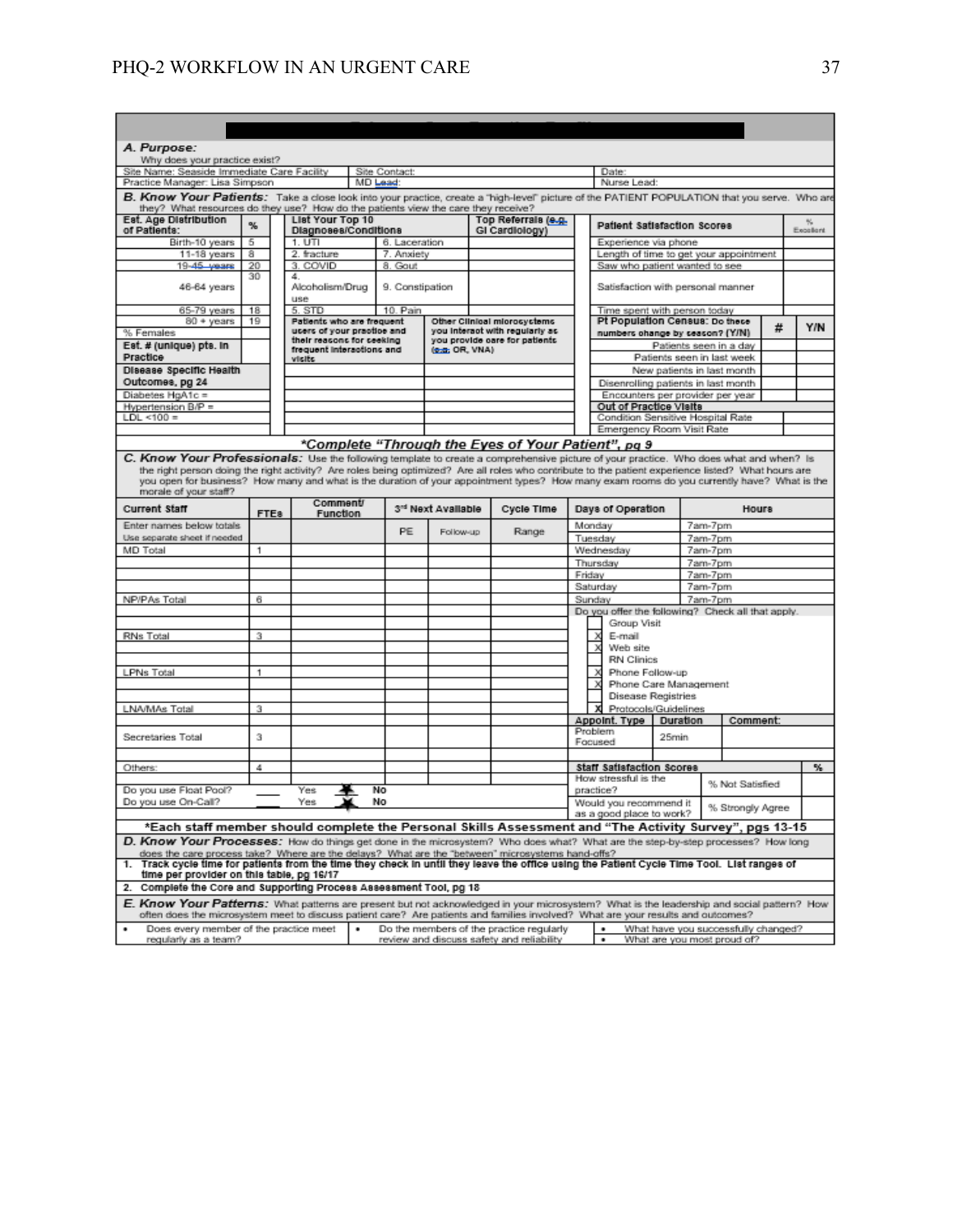## A. Purpose:

Why does your practice exist?

| Site Name: Seaside Immediate Care Facility | Site Contact: | Date: |
|---|---|---|
| Practice Manager: Lisa Simpson | MD Lead: | Nurse Lead: |

## B. Know Your Patients:

Take a close look into your practice, create a "high-level" picture of the PATIENT POPULATION that you serve. Who are they? What resources do they use? How do the patients view the care they receive?

| Est. Age Distribution of Patients: | % | List Your Top 10 Diagnoses/Conditions | | Top Referrals (e.g. GI Cardiology) | Patient Satisfaction Scores | % Excellent |
|---|---|---|---|---|---|---|
| Birth-10 years | 5 | 1. UTI | 6. Laceration | | Experience via phone | |
| 11-18 years | 8 | 2. fracture | 7. Anxiety | | Length of time to get your appointment | |
| 19-45 years | 20 | 3. COVID | 8. Gout | | Saw who patient wanted to see | |
| 46-64 years | 30 | 4. Alcoholism/Drug use | 9. Constipation | | Satisfaction with personal manner | |
| 65-79 years | 18 | 5. STD | 10. Pain | | Time spent with person today | |
| 80 + years | 19 | Patients who are frequent users of your practice and their reasons for seeking frequent interactions and visits | Other Clinical microsystems you interact with regularly as you provide care for patients (e.g. OR, VNA) | | | |
| % Females | | | | | | |
| Est. # (unique) pts. in Practice | | | | | | |
| Disease Specific Health Outcomes, pg 24 | | | | | | |
| Diabetes HgA1c = | | | | | | |
| Hypertension B/P = | | | | | | |
| LDL <100 = | | | | | | |

| Pt Population Census: Do these numbers change by season? (Y/N) | # | Y/N |
|---|---|---|
| Patients seen in a day | | |
| Patients seen in last week | | |
| New patients in last month | | |
| Disenrolling patients in last month | | |
| Encounters per provider per year | | |
| **Out of Practice Visits** | | |
| Condition Sensitive Hospital Rate | | |
| Emergency Room Visit Rate | | |

***Complete "Through the Eyes of Your Patient", pg 9**

## C. Know Your Professionals:

Use the following template to create a comprehensive picture of your practice. Who does what and when? Is the right person doing the right activity? Are roles being optimized? Are all roles who contribute to the patient experience listed? What hours are you open for business? How many and what is the duration of your appointment types? How many exam rooms do you currently have? What is the morale of your staff?

| Current Staff | FTEs | Comment/ Function | 3rd Next Available | | Cycle Time |
|---|---|---|---|---|---|
| Enter names below totals. Use separate sheet if needed | | | PE | Follow-up | Range |
| MD Total | 1 | | | | |
| NP/PAs Total | 6 | | | | |
| RNs Total | 3 | | | | |
| LPNs Total | 1 | | | | |
| LNA/MAs Total | 3 | | | | |
| Secretaries Total | 3 | | | | |
| Others: | 4 | | | | |

Do you use Float Pool? ____ Yes **X** No

Do you use On-Call? ____ Yes **X** No

| Days of Operation | Hours |
|---|---|
| Monday | 7am-7pm |
| Tuesday | 7am-7pm |
| Wednesday | 7am-7pm |
| Thursday | 7am-7pm |
| Friday | 7am-7pm |
| Saturday | 7am-7pm |
| Sunday | 7am-7pm |

Do you offer the following? Check all that apply.

- [ ] Group Visit
- [x] E-mail
- [x] Web site
- [ ] RN Clinics
- [x] Phone Follow-up
- [x] Phone Care Management
- [ ] Disease Registries
- [x] Protocols/Guidelines

| Appoint. Type | Duration | Comment: |
|---|---|---|
| Problem Focused | 25min | |

| Staff Satisfaction Scores | | % |
|---|---|---|
| How stressful is the practice? | % Not Satisfied | |
| Would you recommend it as a good place to work? | % Strongly Agree | |

***Each staff member should complete the Personal Skills Assessment and "The Activity Survey", pgs 13-15**

## D. Know Your Processes:

How do things get done in the microsystem? Who does what? What are the step-by-step processes? How long does the care process take? Where are the delays? What are the "between" microsystems hand-offs?

1. Track cycle time for patients from the time they check in until they leave the office using the Patient Cycle Time Tool. List ranges of time per provider on this table, pg 16/17
2. Complete the Core and Supporting Process Assessment Tool, pg 18

## E. Know Your Patterns:

What patterns are present but not acknowledged in your microsystem? What is the leadership and social pattern? How often does the microsystem meet to discuss patient care? Are patients and families involved? What are your results and outcomes?

- Does every member of the practice meet regularly as a team?
- Do the members of the practice regularly review and discuss safety and reliability
- What have you successfully changed?
- What are you most proud of?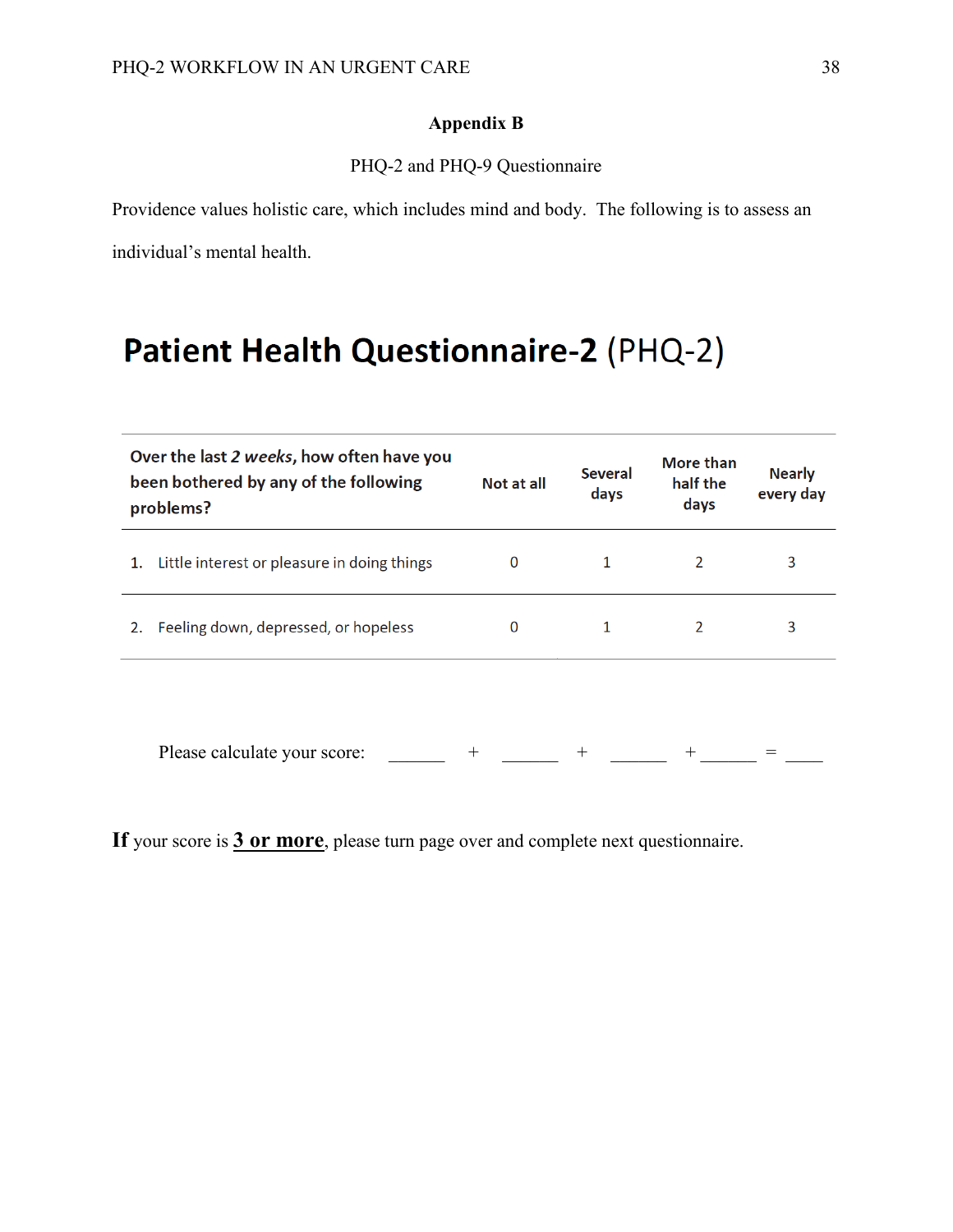## Appendix B

PHQ-2 and PHQ-9 Questionnaire

Providence values holistic care, which includes mind and body. The following is to assess an individual's mental health.

# **Patient Health Questionnaire-2** (PHQ-2)

| Over the last *2 weeks*, how often have you been bothered by any of the following problems? | Not at all | Several days | More than half the days | Nearly every day |
|---|---|---|---|---|
| 1. Little interest or pleasure in doing things | 0 | 1 | 2 | 3 |
| 2. Feeling down, depressed, or hopeless | 0 | 1 | 2 | 3 |

Please calculate your score: ______ + ______ + ______ + ______ = ____

**If** your score is **3 or more**, please turn page over and complete next questionnaire.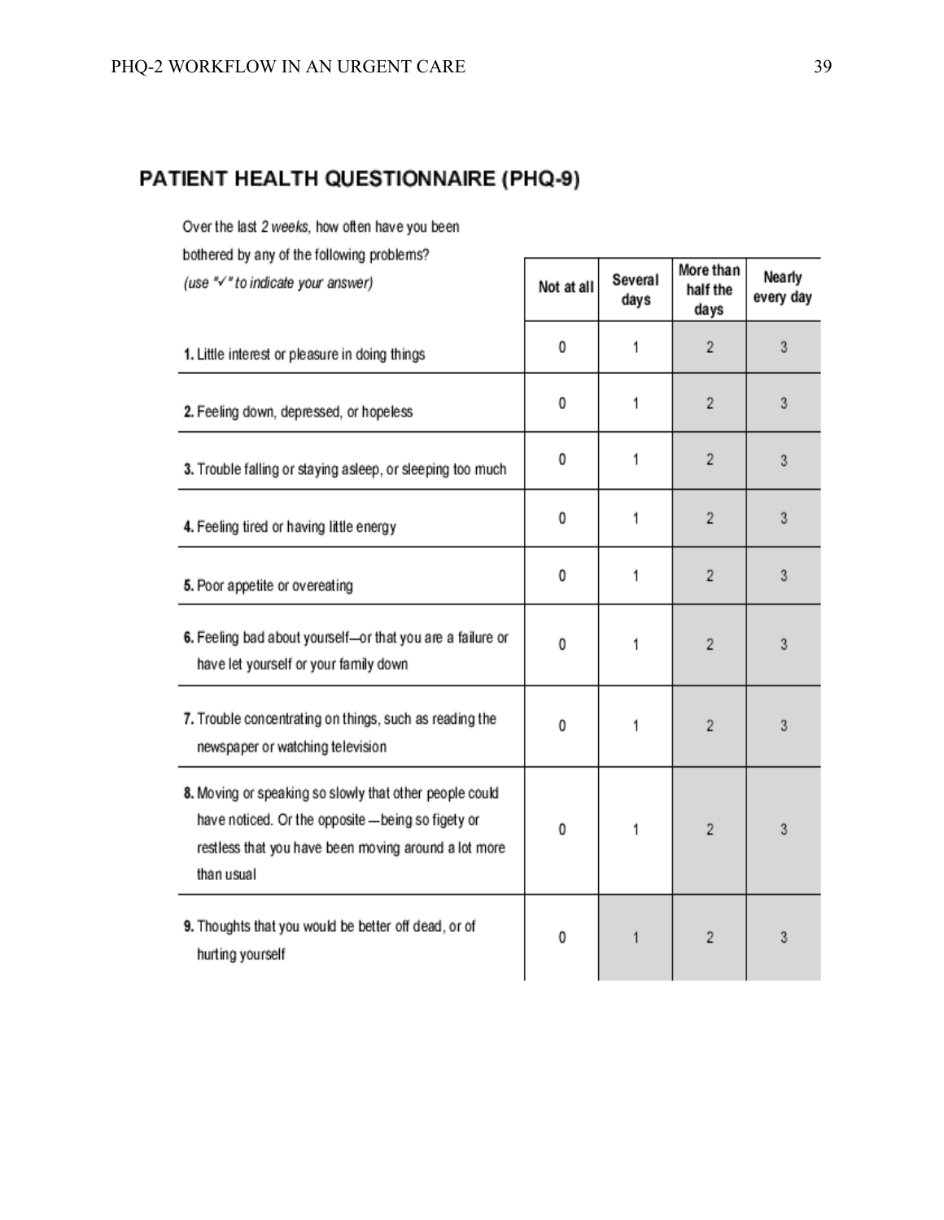## PATIENT HEALTH QUESTIONNAIRE (PHQ-9)

| Over the last *2 weeks*, how often have you been bothered by any of the following problems? *(use "✓" to indicate your answer)* | Not at all | Several days | More than half the days | Nearly every day |
|---|---|---|---|---|
| **1.** Little interest or pleasure in doing things | 0 | 1 | 2 | 3 |
| **2.** Feeling down, depressed, or hopeless | 0 | 1 | 2 | 3 |
| **3.** Trouble falling or staying asleep, or sleeping too much | 0 | 1 | 2 | 3 |
| **4.** Feeling tired or having little energy | 0 | 1 | 2 | 3 |
| **5.** Poor appetite or overeating | 0 | 1 | 2 | 3 |
| **6.** Feeling bad about yourself—or that you are a failure or have let yourself or your family down | 0 | 1 | 2 | 3 |
| **7.** Trouble concentrating on things, such as reading the newspaper or watching television | 0 | 1 | 2 | 3 |
| **8.** Moving or speaking so slowly that other people could have noticed. Or the opposite —being so figety or restless that you have been moving around a lot more than usual | 0 | 1 | 2 | 3 |
| **9.** Thoughts that you would be better off dead, or of hurting yourself | 0 | 1 | 2 | 3 |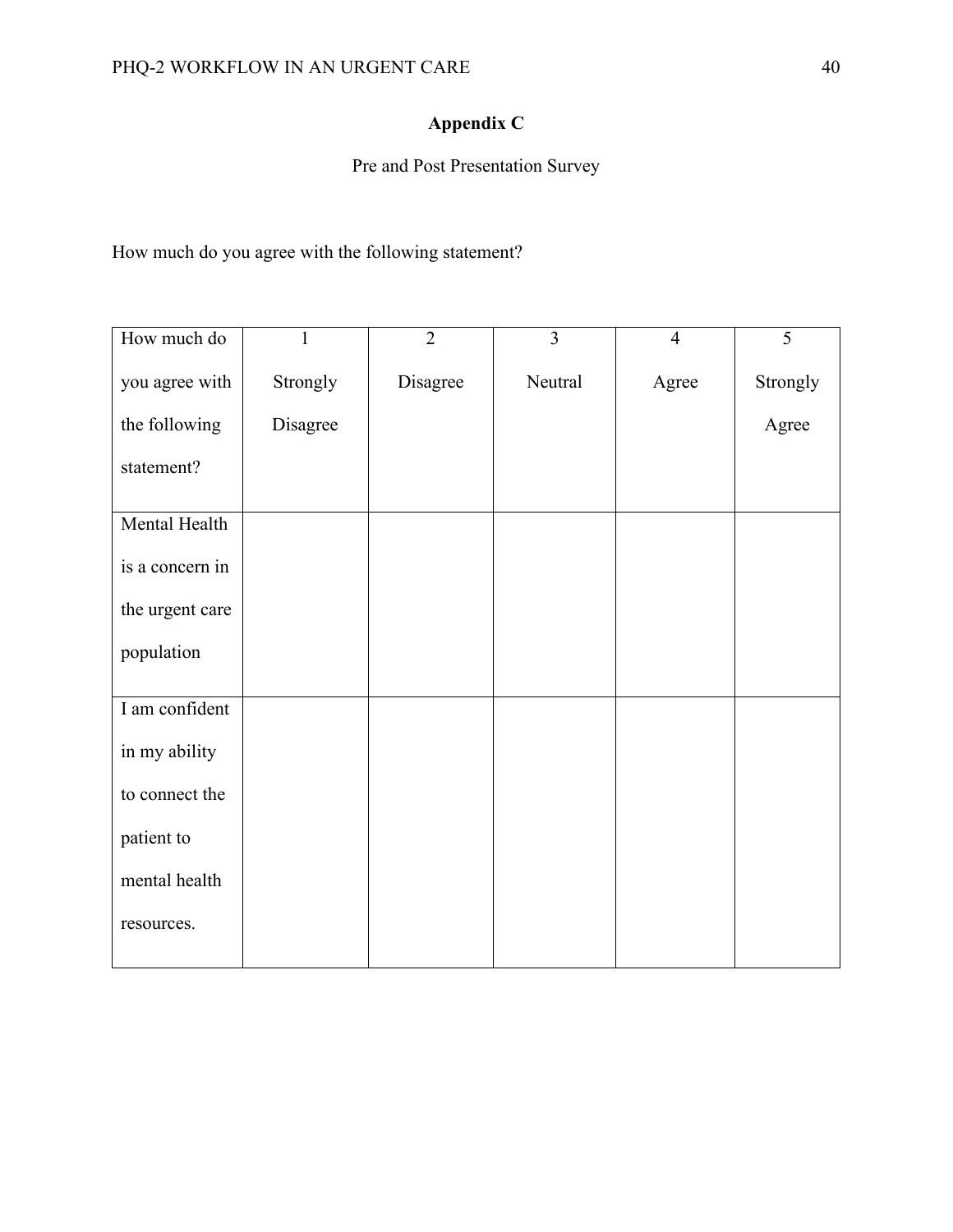## Appendix C

Pre and Post Presentation Survey

How much do you agree with the following statement?

| How much do you agree with the following statement? | 1 Strongly Disagree | 2 Disagree | 3 Neutral | 4 Agree | 5 Strongly Agree |
|---|---|---|---|---|---|
| Mental Health is a concern in the urgent care population | | | | | |
| I am confident in my ability to connect the patient to mental health resources. | | | | | |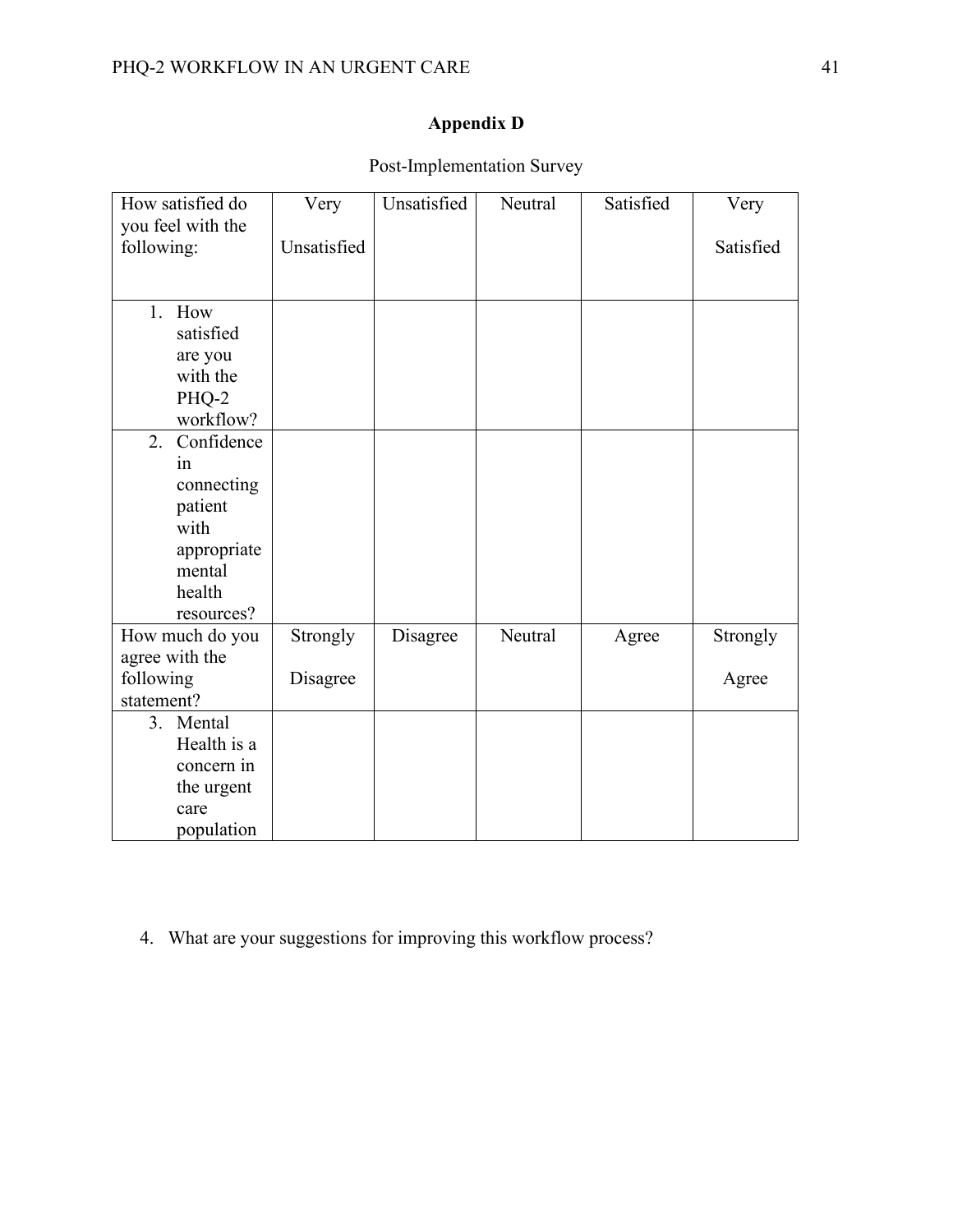## Appendix D

Post-Implementation Survey

| How satisfied do you feel with the following: | Very Unsatisfied | Unsatisfied | Neutral | Satisfied | Very Satisfied |
|---|---|---|---|---|---|
| 1. How satisfied are you with the PHQ-2 workflow? | | | | | |
| 2. Confidence in connecting patient with appropriate mental health resources? | | | | | |
| **How much do you agree with the following statement?** | **Strongly Disagree** | **Disagree** | **Neutral** | **Agree** | **Strongly Agree** |
| 3. Mental Health is a concern in the urgent care population | | | | | |

4. What are your suggestions for improving this workflow process?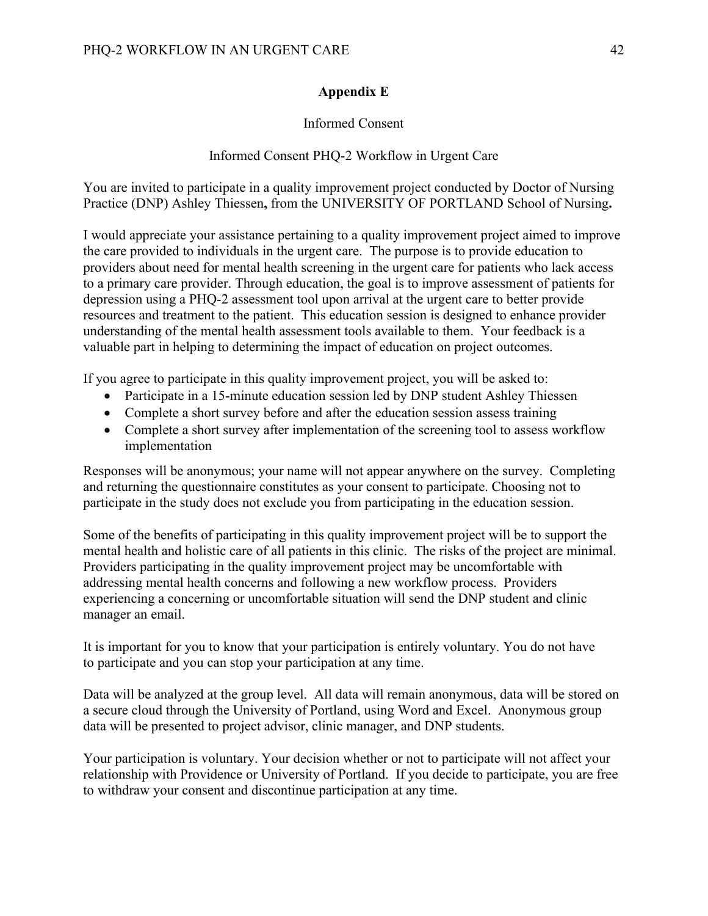## Appendix E

Informed Consent

Informed Consent PHQ-2 Workflow in Urgent Care

You are invited to participate in a quality improvement project conducted by Doctor of Nursing Practice (DNP) Ashley Thiessen**,** from the UNIVERSITY OF PORTLAND School of Nursing**.**

I would appreciate your assistance pertaining to a quality improvement project aimed to improve the care provided to individuals in the urgent care. The purpose is to provide education to providers about need for mental health screening in the urgent care for patients who lack access to a primary care provider. Through education, the goal is to improve assessment of patients for depression using a PHQ-2 assessment tool upon arrival at the urgent care to better provide resources and treatment to the patient. This education session is designed to enhance provider understanding of the mental health assessment tools available to them. Your feedback is a valuable part in helping to determining the impact of education on project outcomes.

If you agree to participate in this quality improvement project, you will be asked to:

- Participate in a 15-minute education session led by DNP student Ashley Thiessen
- Complete a short survey before and after the education session assess training
- Complete a short survey after implementation of the screening tool to assess workflow implementation

Responses will be anonymous; your name will not appear anywhere on the survey. Completing and returning the questionnaire constitutes as your consent to participate. Choosing not to participate in the study does not exclude you from participating in the education session.

Some of the benefits of participating in this quality improvement project will be to support the mental health and holistic care of all patients in this clinic. The risks of the project are minimal. Providers participating in the quality improvement project may be uncomfortable with addressing mental health concerns and following a new workflow process. Providers experiencing a concerning or uncomfortable situation will send the DNP student and clinic manager an email.

It is important for you to know that your participation is entirely voluntary. You do not have to participate and you can stop your participation at any time.

Data will be analyzed at the group level. All data will remain anonymous, data will be stored on a secure cloud through the University of Portland, using Word and Excel. Anonymous group data will be presented to project advisor, clinic manager, and DNP students.

Your participation is voluntary. Your decision whether or not to participate will not affect your relationship with Providence or University of Portland. If you decide to participate, you are free to withdraw your consent and discontinue participation at any time.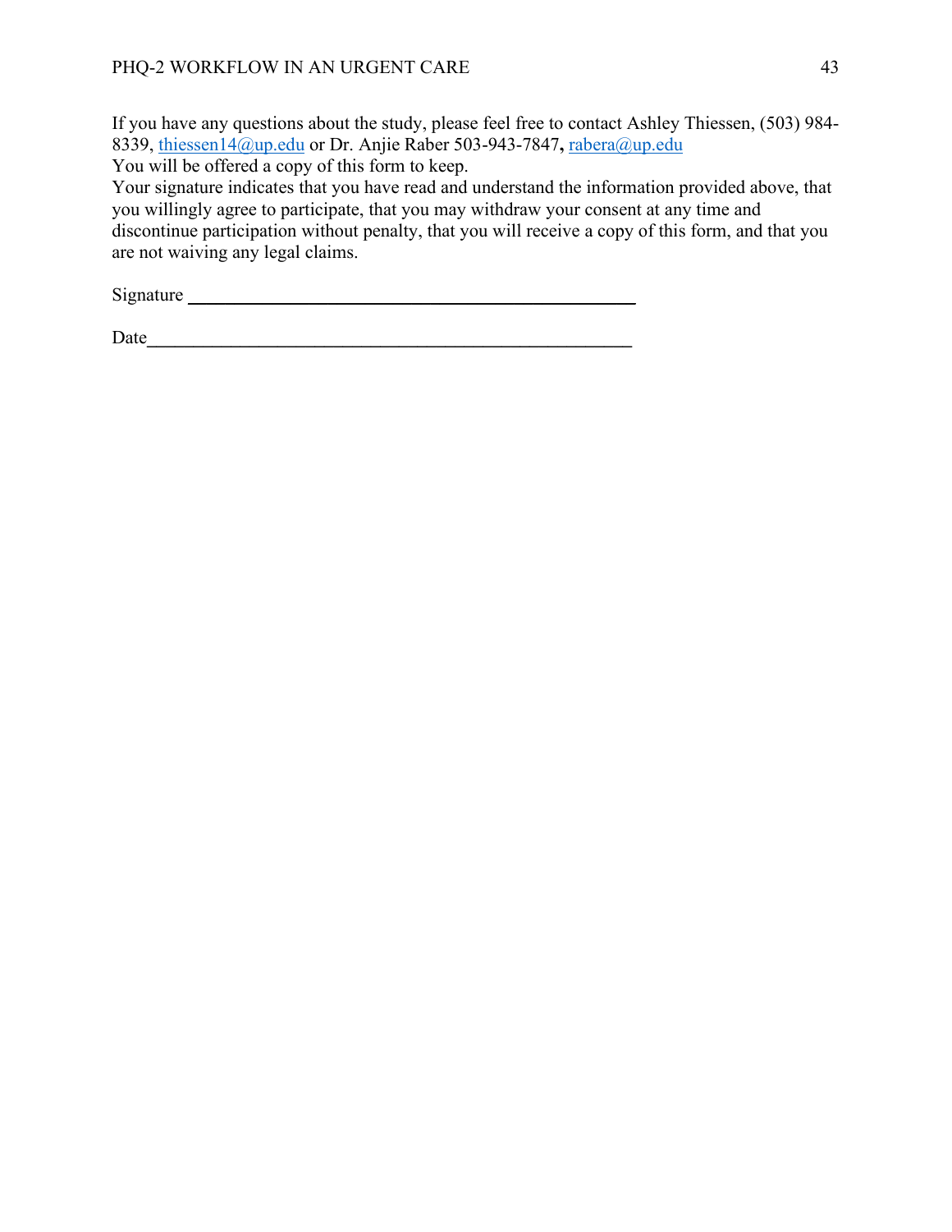If you have any questions about the study, please feel free to contact Ashley Thiessen, (503) 984-8339, thiessen14@up.edu or Dr. Anjie Raber 503-943-7847**,** rabera@up.edu

You will be offered a copy of this form to keep.

Your signature indicates that you have read and understand the information provided above, that you willingly agree to participate, that you may withdraw your consent at any time and discontinue participation without penalty, that you will receive a copy of this form, and that you are not waiving any legal claims.

Signature ________________________________________________

Date____________________________________________________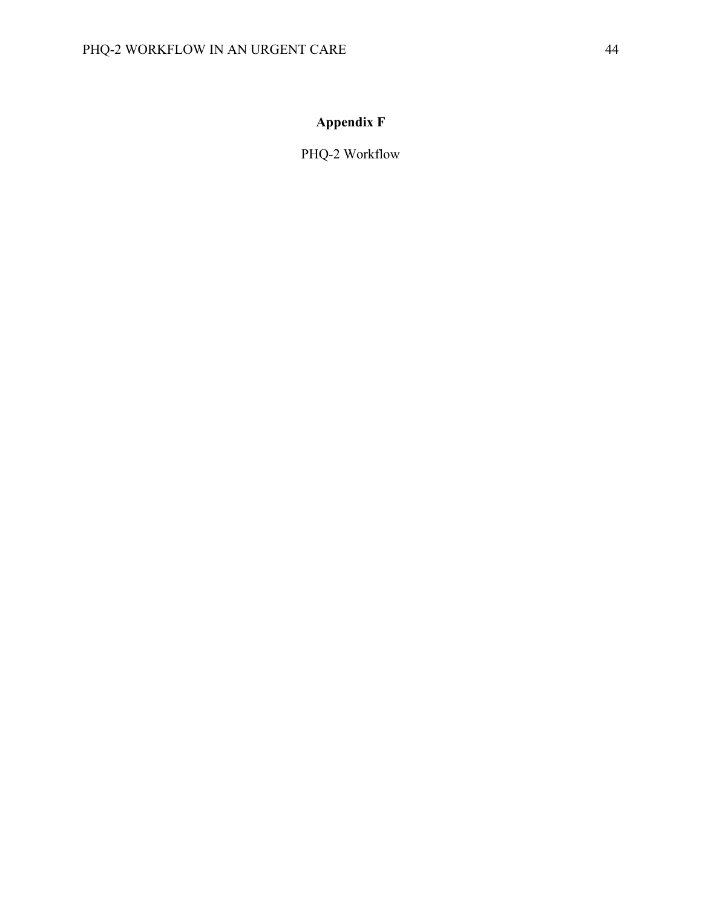## Appendix F

PHQ-2 Workflow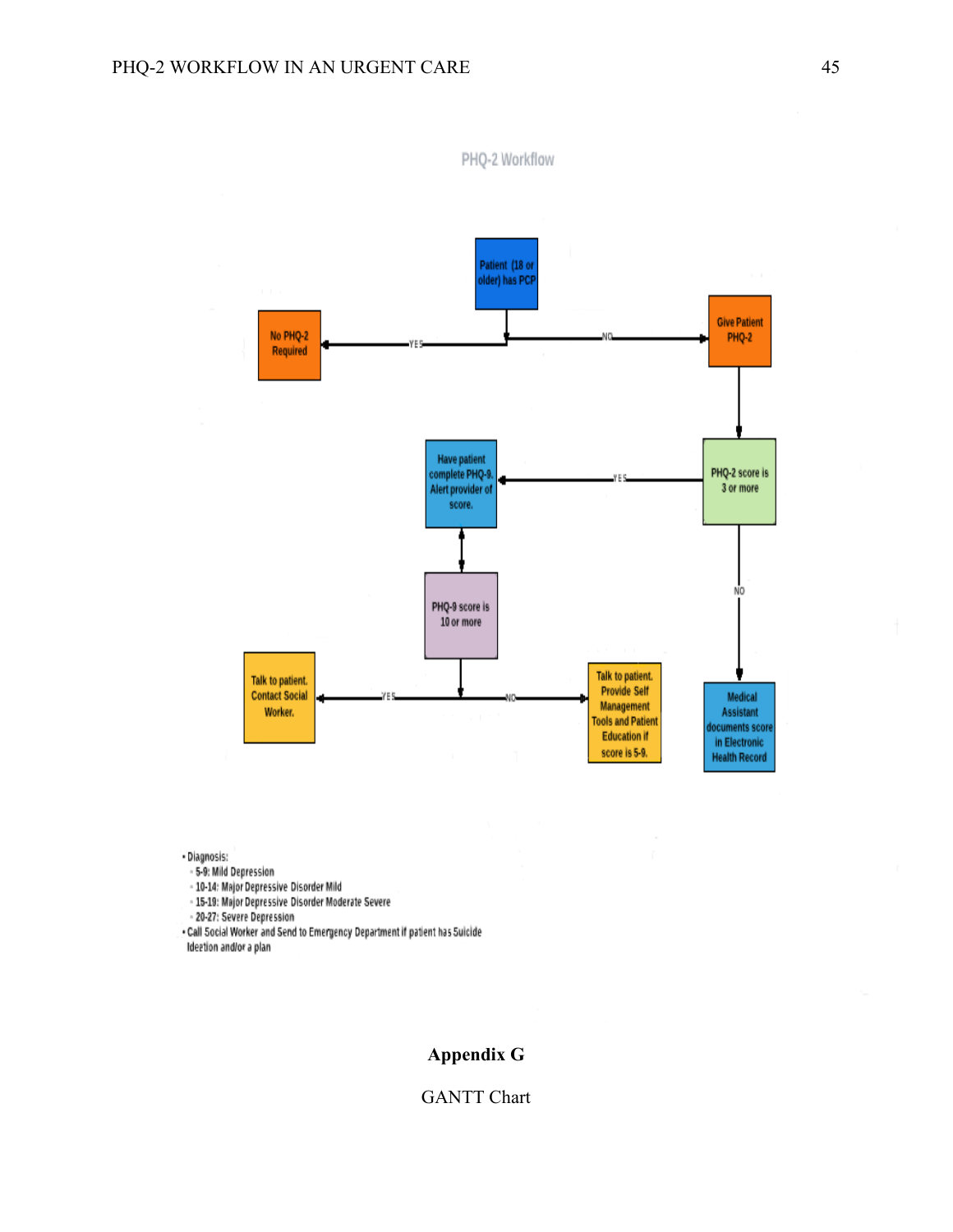PHQ-2 Workflow

Patient (18 or older) has PCP

YES → No PHQ-2 Required

NO → Give Patient PHQ-2

PHQ-2 score is 3 or more

YES → Have patient complete PHQ-9. Alert provider of score.

NO → Medical Assistant documents score in Electronic Health Record

PHQ-9 score is 10 or more

YES → Talk to patient. Contact Social Worker.

NO → Talk to patient. Provide Self Management Tools and Patient Education if score is 5-9.

- Diagnosis:
  - 5-9: Mild Depression
  - 10-14: Major Depressive Disorder Mild
  - 15-19: Major Depressive Disorder Moderate Severe
  - 20-27: Severe Depression
- Call Social Worker and Send to Emergency Department if patient has Suicide Ideation and/or a plan

**Appendix G**

GANTT Chart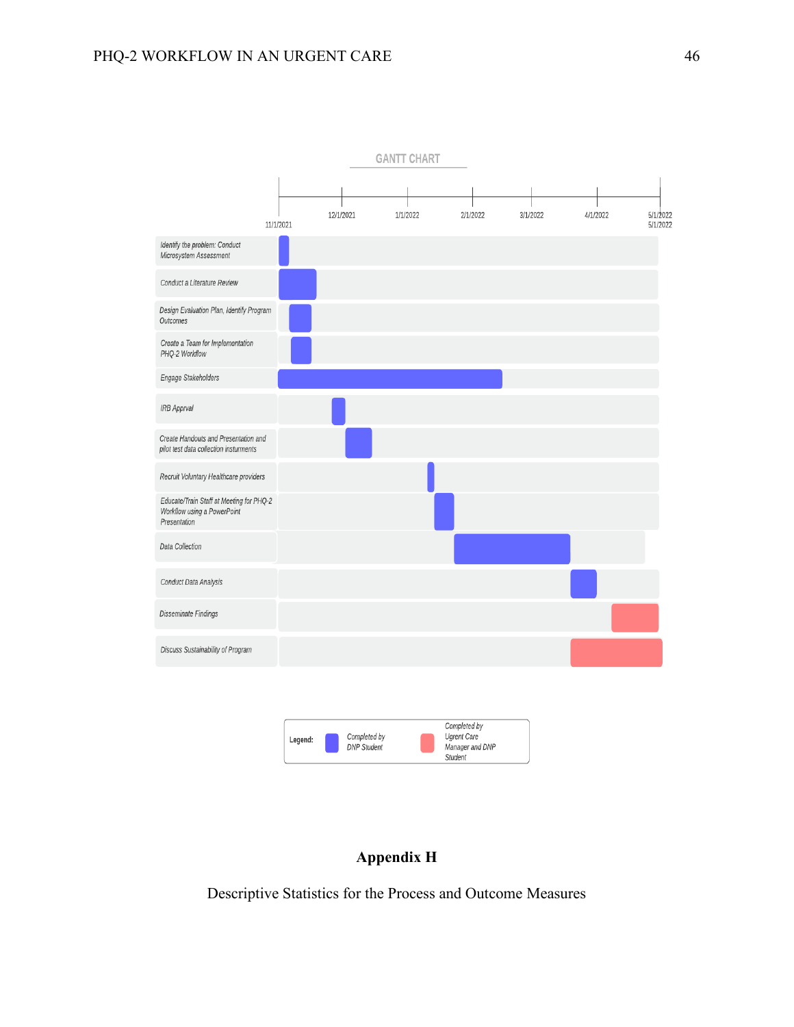GANTT CHART

| Task | Timeline (11/1/2021 – 5/1/2022) |
|---|---|
| Identify the problem: Conduct Microsystem Assessment | |
| Conduct a Literature Review | |
| Design Evaluation Plan, Identify Program Outcomes | |
| Create a Team for Implementation PHQ-2 Workflow | |
| Engage Stakeholders | |
| IRB Apprval | |
| Create Handouts and Presentation and pilot test data collection insturments | |
| Recruit Voluntary Healthcare providers | |
| Educate/Train Staff at Meeting for PHQ-2 Workflow using a PowerPoint Presentation | |
| Data Collection | |
| Conduct Data Analysis | |
| Disseminate Findings | |
| Discuss Sustainability of Program | |

Timeline axis: 11/1/2021, 12/1/2021, 1/1/2022, 2/1/2022, 3/1/2022, 4/1/2022, 5/1/2022

Legend: Completed by DNP Student; Completed by Urgent Care Manager and DNP Student

## Appendix H

Descriptive Statistics for the Process and Outcome Measures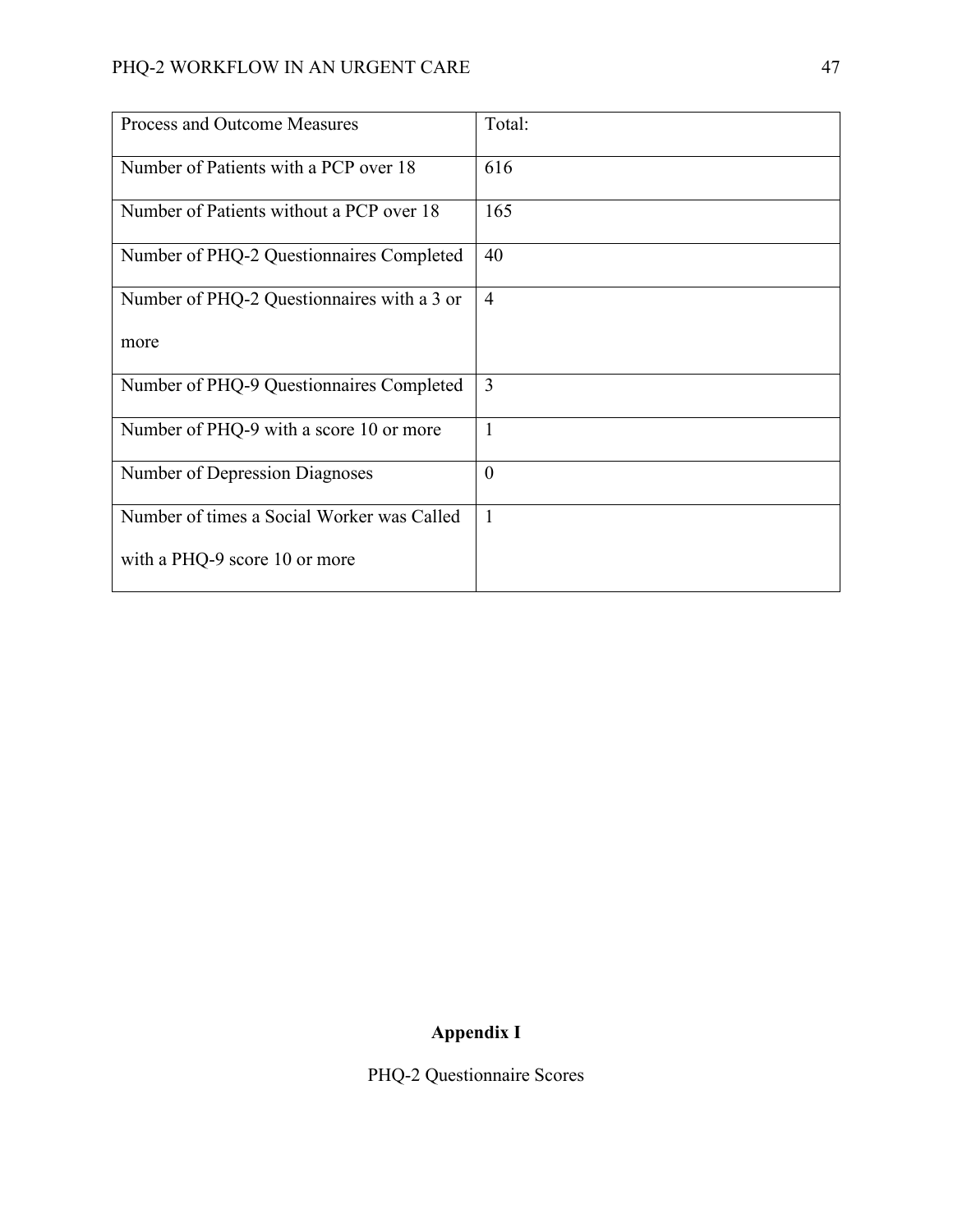| Process and Outcome Measures | Total: |
|---|---|
| Number of Patients with a PCP over 18 | 616 |
| Number of Patients without a PCP over 18 | 165 |
| Number of PHQ-2 Questionnaires Completed | 40 |
| Number of PHQ-2 Questionnaires with a 3 or more | 4 |
| Number of PHQ-9 Questionnaires Completed | 3 |
| Number of PHQ-9 with a score 10 or more | 1 |
| Number of Depression Diagnoses | 0 |
| Number of times a Social Worker was Called with a PHQ-9 score 10 or more | 1 |

## Appendix I

PHQ-2 Questionnaire Scores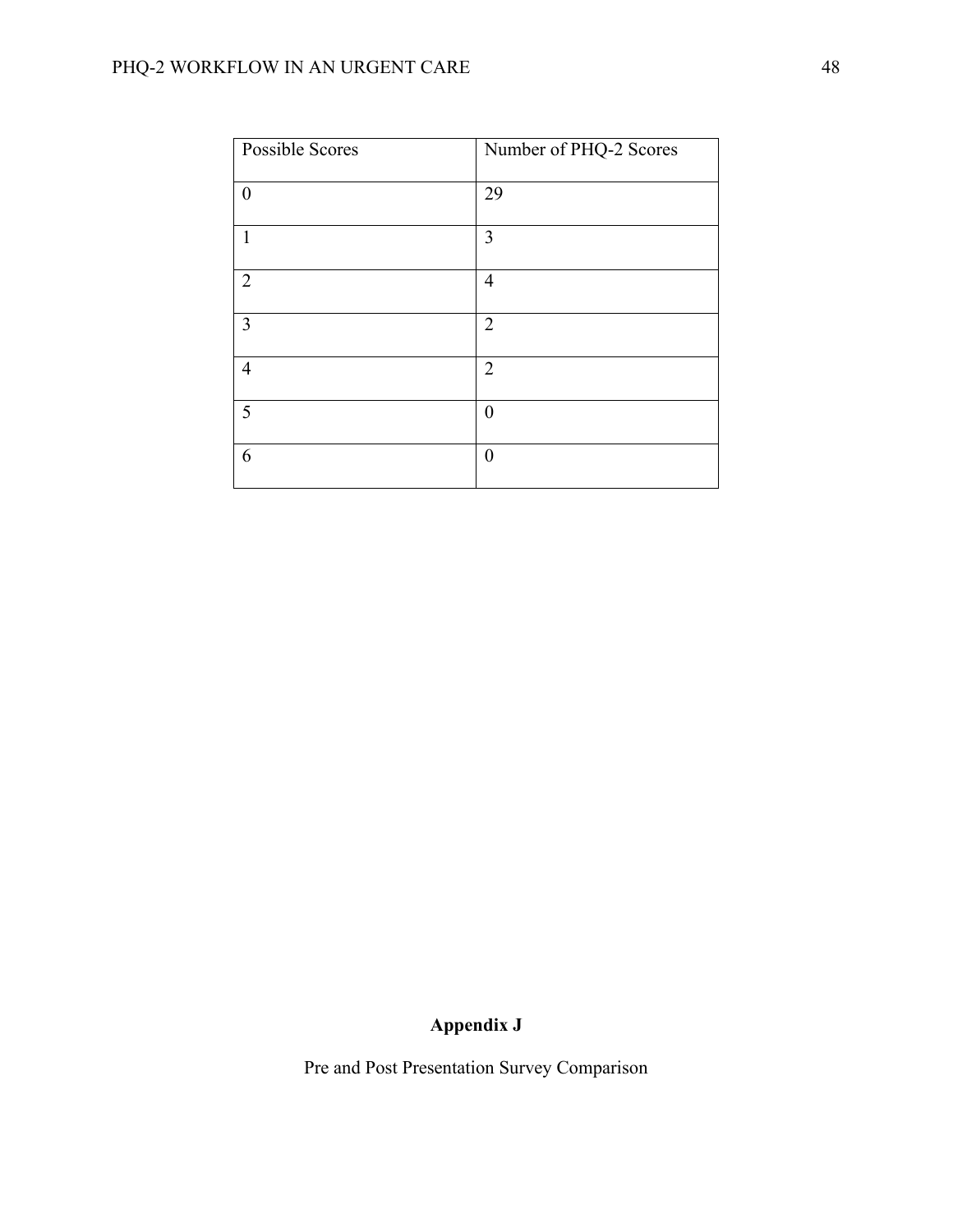| Possible Scores | Number of PHQ-2 Scores |
|---|---|
| 0 | 29 |
| 1 | 3 |
| 2 | 4 |
| 3 | 2 |
| 4 | 2 |
| 5 | 0 |
| 6 | 0 |

**Appendix J**

Pre and Post Presentation Survey Comparison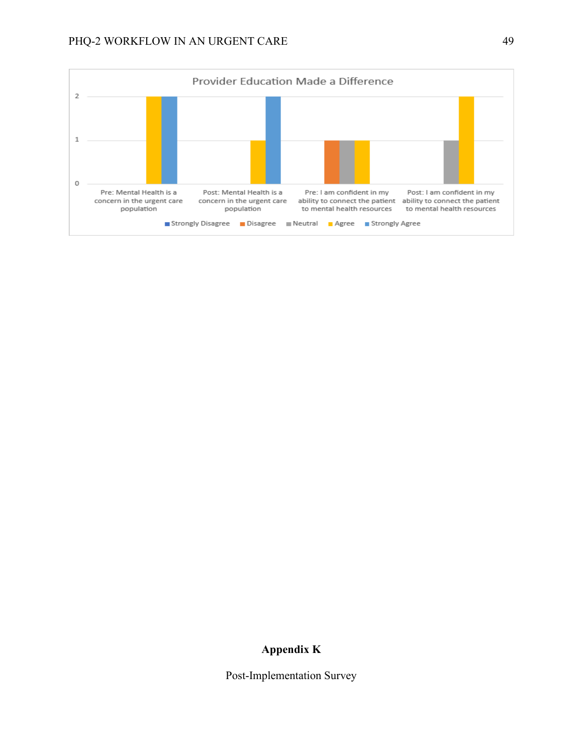Provider Education Made a Difference

| | Strongly Disagree | Disagree | Neutral | Agree | Strongly Agree |
|---|---|---|---|---|---|
| Pre: Mental Health is a concern in the urgent care population | | | | 2 | 2 |
| Post: Mental Health is a concern in the urgent care population | | | | 1 | 2 |
| Pre: I am confident in my ability to connect the patient to mental health resources | | 1 | 1 | 1 | |
| Post: I am confident in my ability to connect the patient to mental health resources | | | 1 | 2 | |

## Appendix K

Post-Implementation Survey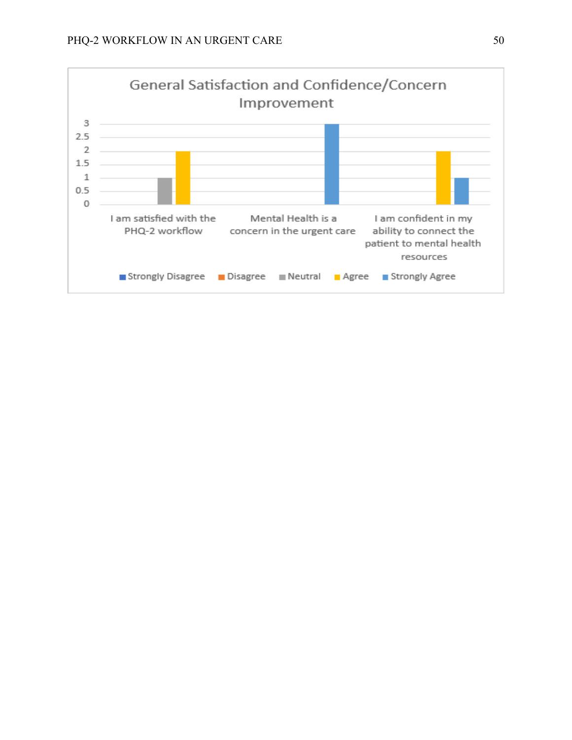General Satisfaction and Confidence/Concern Improvement

3
2.5
2
1.5
1
0.5
0

I am satisfied with the PHQ-2 workflow

Mental Health is a concern in the urgent care

I am confident in my ability to connect the patient to mental health resources

Strongly Disagree
Disagree
Neutral
Agree
Strongly Agree